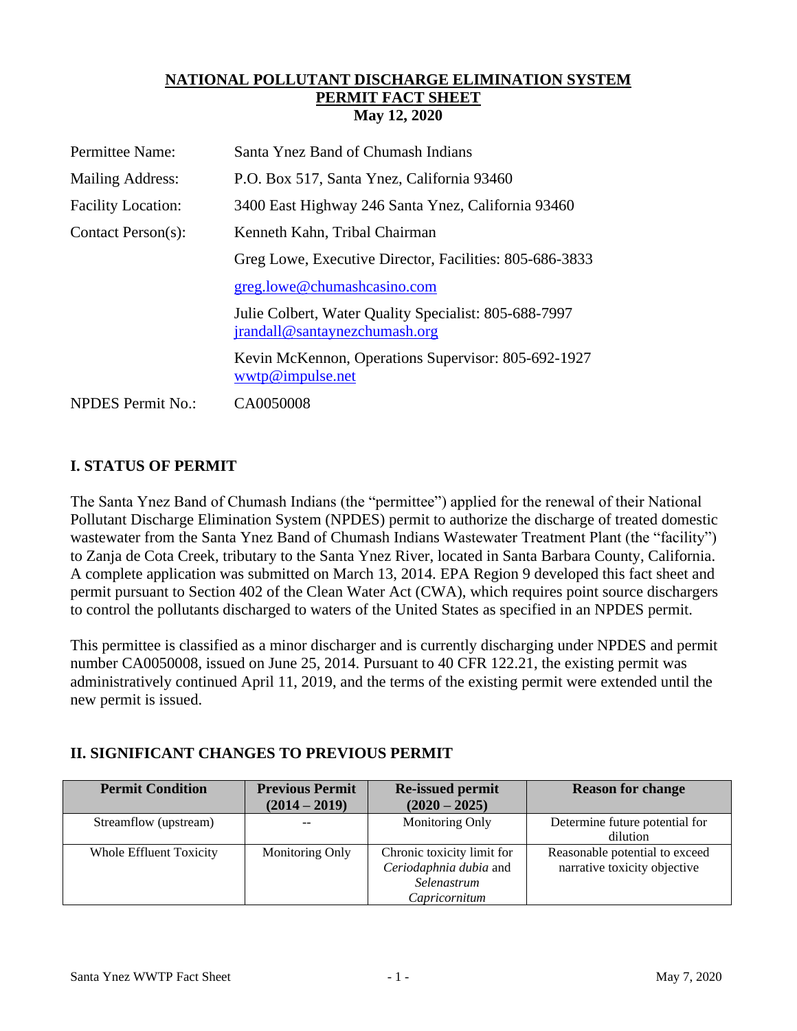**NATIONAL POLLUTANT DISCHARGE ELIMINATION SYSTEM**
**PERMIT FACT SHEET**
**May 12, 2020**

| | |
|---|---|
| Permittee Name: | Santa Ynez Band of Chumash Indians |
| Mailing Address: | P.O. Box 517, Santa Ynez, California 93460 |
| Facility Location: | 3400 East Highway 246 Santa Ynez, California 93460 |
| Contact Person(s): | Kenneth Kahn, Tribal Chairman |
| | Greg Lowe, Executive Director, Facilities: 805-686-3833 |
| | greg.lowe@chumashcasino.com |
| | Julie Colbert, Water Quality Specialist: 805-688-7997 jrandall@santaynezchumash.org |
| | Kevin McKennon, Operations Supervisor: 805-692-1927 wwtp@impulse.net |
| NPDES Permit No.: | CA0050008 |

## I. STATUS OF PERMIT

The Santa Ynez Band of Chumash Indians (the "permittee") applied for the renewal of their National Pollutant Discharge Elimination System (NPDES) permit to authorize the discharge of treated domestic wastewater from the Santa Ynez Band of Chumash Indians Wastewater Treatment Plant (the "facility") to Zanja de Cota Creek, tributary to the Santa Ynez River, located in Santa Barbara County, California. A complete application was submitted on March 13, 2014. EPA Region 9 developed this fact sheet and permit pursuant to Section 402 of the Clean Water Act (CWA), which requires point source dischargers to control the pollutants discharged to waters of the United States as specified in an NPDES permit.

This permittee is classified as a minor discharger and is currently discharging under NPDES and permit number CA0050008, issued on June 25, 2014. Pursuant to 40 CFR 122.21, the existing permit was administratively continued April 11, 2019, and the terms of the existing permit were extended until the new permit is issued.

## II. SIGNIFICANT CHANGES TO PREVIOUS PERMIT

| Permit Condition | Previous Permit (2014 – 2019) | Re-issued permit (2020 – 2025) | Reason for change |
|---|---|---|---|
| Streamflow (upstream) | -- | Monitoring Only | Determine future potential for dilution |
| Whole Effluent Toxicity | Monitoring Only | Chronic toxicity limit for *Ceriodaphnia dubia* and *Selenastrum Capricornitum* | Reasonable potential to exceed narrative toxicity objective |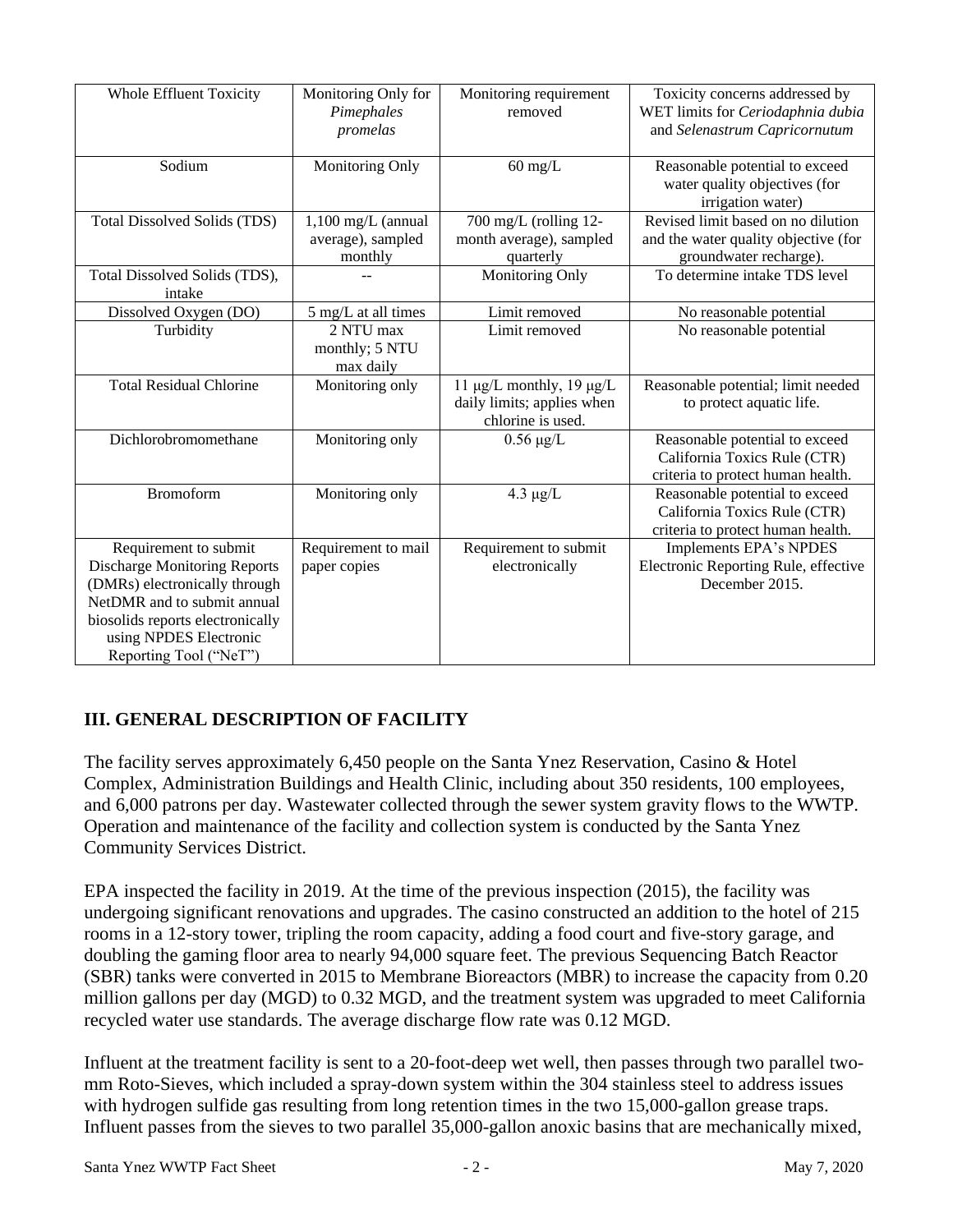| Whole Effluent Toxicity | Monitoring Only for *Pimephales promelas* | Monitoring requirement removed | Toxicity concerns addressed by WET limits for *Ceriodaphnia dubia* and *Selenastrum Capricornutum* |
|---|---|---|---|
| Sodium | Monitoring Only | 60 mg/L | Reasonable potential to exceed water quality objectives (for irrigation water) |
| Total Dissolved Solids (TDS) | 1,100 mg/L (annual average), sampled monthly | 700 mg/L (rolling 12-month average), sampled quarterly | Revised limit based on no dilution and the water quality objective (for groundwater recharge). |
| Total Dissolved Solids (TDS), intake | -- | Monitoring Only | To determine intake TDS level |
| Dissolved Oxygen (DO) | 5 mg/L at all times | Limit removed | No reasonable potential |
| Turbidity | 2 NTU max monthly; 5 NTU max daily | Limit removed | No reasonable potential |
| Total Residual Chlorine | Monitoring only | 11 μg/L monthly, 19 μg/L daily limits; applies when chlorine is used. | Reasonable potential; limit needed to protect aquatic life. |
| Dichlorobromomethane | Monitoring only | 0.56 μg/L | Reasonable potential to exceed California Toxics Rule (CTR) criteria to protect human health. |
| Bromoform | Monitoring only | 4.3 μg/L | Reasonable potential to exceed California Toxics Rule (CTR) criteria to protect human health. |
| Requirement to submit Discharge Monitoring Reports (DMRs) electronically through NetDMR and to submit annual biosolids reports electronically using NPDES Electronic Reporting Tool ("NeT") | Requirement to mail paper copies | Requirement to submit electronically | Implements EPA's NPDES Electronic Reporting Rule, effective December 2015. |

## III. GENERAL DESCRIPTION OF FACILITY

The facility serves approximately 6,450 people on the Santa Ynez Reservation, Casino & Hotel Complex, Administration Buildings and Health Clinic, including about 350 residents, 100 employees, and 6,000 patrons per day. Wastewater collected through the sewer system gravity flows to the WWTP. Operation and maintenance of the facility and collection system is conducted by the Santa Ynez Community Services District.

EPA inspected the facility in 2019. At the time of the previous inspection (2015), the facility was undergoing significant renovations and upgrades. The casino constructed an addition to the hotel of 215 rooms in a 12-story tower, tripling the room capacity, adding a food court and five-story garage, and doubling the gaming floor area to nearly 94,000 square feet. The previous Sequencing Batch Reactor (SBR) tanks were converted in 2015 to Membrane Bioreactors (MBR) to increase the capacity from 0.20 million gallons per day (MGD) to 0.32 MGD, and the treatment system was upgraded to meet California recycled water use standards. The average discharge flow rate was 0.12 MGD.

Influent at the treatment facility is sent to a 20-foot-deep wet well, then passes through two parallel two-mm Roto-Sieves, which included a spray-down system within the 304 stainless steel to address issues with hydrogen sulfide gas resulting from long retention times in the two 15,000-gallon grease traps. Influent passes from the sieves to two parallel 35,000-gallon anoxic basins that are mechanically mixed,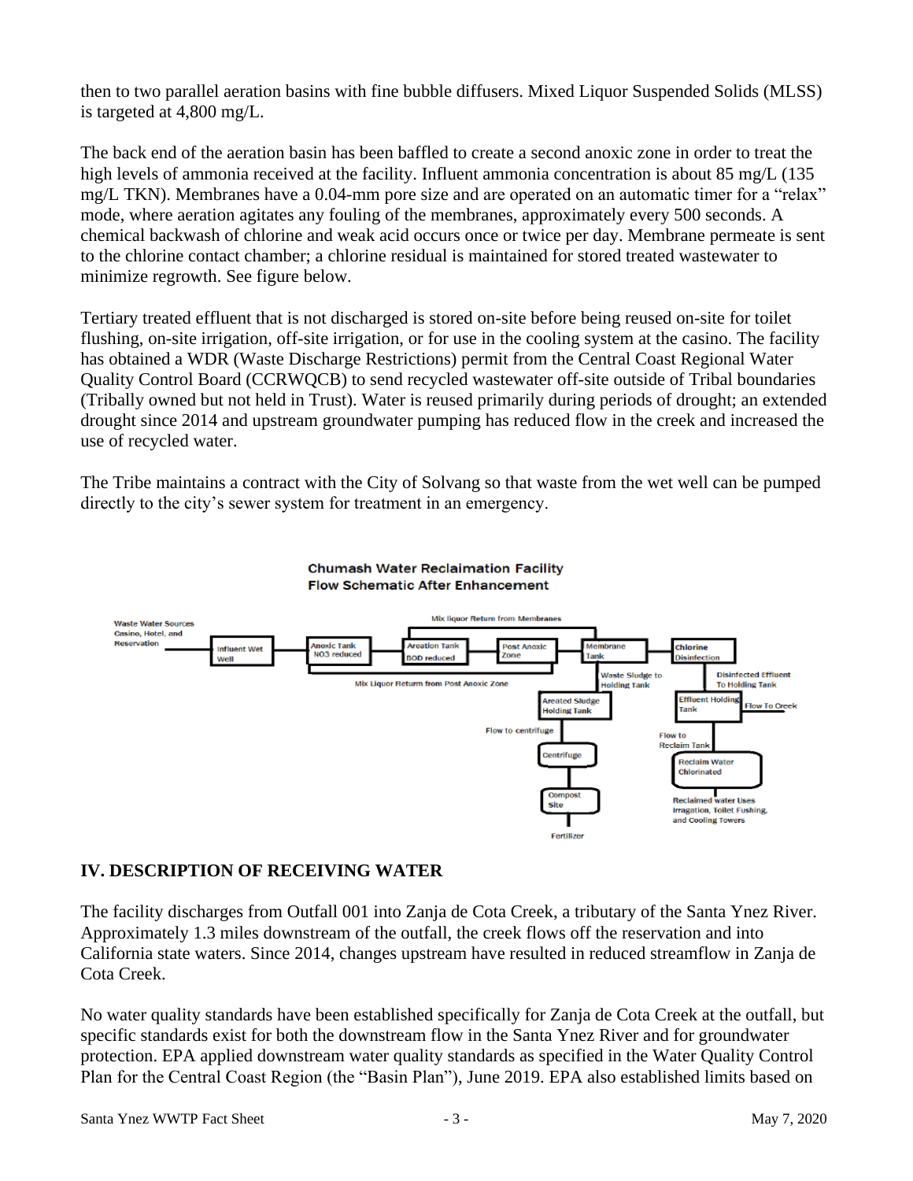then to two parallel aeration basins with fine bubble diffusers. Mixed Liquor Suspended Solids (MLSS) is targeted at 4,800 mg/L.

The back end of the aeration basin has been baffled to create a second anoxic zone in order to treat the high levels of ammonia received at the facility. Influent ammonia concentration is about 85 mg/L (135 mg/L TKN). Membranes have a 0.04-mm pore size and are operated on an automatic timer for a "relax" mode, where aeration agitates any fouling of the membranes, approximately every 500 seconds. A chemical backwash of chlorine and weak acid occurs once or twice per day. Membrane permeate is sent to the chlorine contact chamber; a chlorine residual is maintained for stored treated wastewater to minimize regrowth. See figure below.

Tertiary treated effluent that is not discharged is stored on-site before being reused on-site for toilet flushing, on-site irrigation, off-site irrigation, or for use in the cooling system at the casino. The facility has obtained a WDR (Waste Discharge Restrictions) permit from the Central Coast Regional Water Quality Control Board (CCRWQCB) to send recycled wastewater off-site outside of Tribal boundaries (Tribally owned but not held in Trust). Water is reused primarily during periods of drought; an extended drought since 2014 and upstream groundwater pumping has reduced flow in the creek and increased the use of recycled water.

The Tribe maintains a contract with the City of Solvang so that waste from the wet well can be pumped directly to the city's sewer system for treatment in an emergency.

**Chumash Water Reclamation Facility**
**Flow Schematic After Enhancement**

## IV. DESCRIPTION OF RECEIVING WATER

The facility discharges from Outfall 001 into Zanja de Cota Creek, a tributary of the Santa Ynez River. Approximately 1.3 miles downstream of the outfall, the creek flows off the reservation and into California state waters. Since 2014, changes upstream have resulted in reduced streamflow in Zanja de Cota Creek.

No water quality standards have been established specifically for Zanja de Cota Creek at the outfall, but specific standards exist for both the downstream flow in the Santa Ynez River and for groundwater protection. EPA applied downstream water quality standards as specified in the Water Quality Control Plan for the Central Coast Region (the "Basin Plan"), June 2019. EPA also established limits based on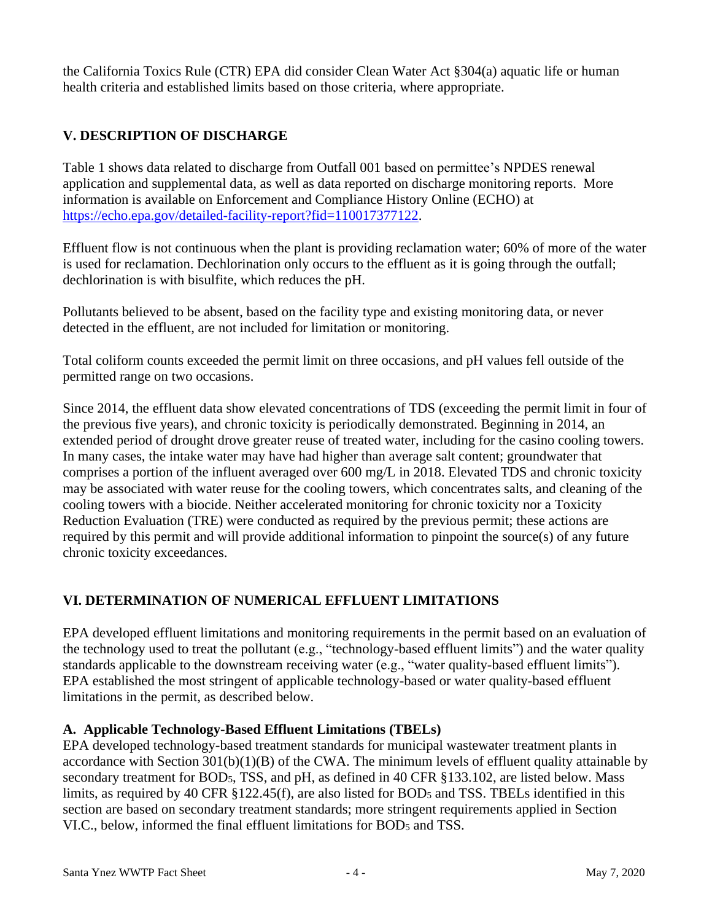the California Toxics Rule (CTR) EPA did consider Clean Water Act §304(a) aquatic life or human health criteria and established limits based on those criteria, where appropriate.

## V. DESCRIPTION OF DISCHARGE

Table 1 shows data related to discharge from Outfall 001 based on permittee's NPDES renewal application and supplemental data, as well as data reported on discharge monitoring reports. More information is available on Enforcement and Compliance History Online (ECHO) at https://echo.epa.gov/detailed-facility-report?fid=110017377122.

Effluent flow is not continuous when the plant is providing reclamation water; 60% of more of the water is used for reclamation. Dechlorination only occurs to the effluent as it is going through the outfall; dechlorination is with bisulfite, which reduces the pH.

Pollutants believed to be absent, based on the facility type and existing monitoring data, or never detected in the effluent, are not included for limitation or monitoring.

Total coliform counts exceeded the permit limit on three occasions, and pH values fell outside of the permitted range on two occasions.

Since 2014, the effluent data show elevated concentrations of TDS (exceeding the permit limit in four of the previous five years), and chronic toxicity is periodically demonstrated. Beginning in 2014, an extended period of drought drove greater reuse of treated water, including for the casino cooling towers. In many cases, the intake water may have had higher than average salt content; groundwater that comprises a portion of the influent averaged over 600 mg/L in 2018. Elevated TDS and chronic toxicity may be associated with water reuse for the cooling towers, which concentrates salts, and cleaning of the cooling towers with a biocide. Neither accelerated monitoring for chronic toxicity nor a Toxicity Reduction Evaluation (TRE) were conducted as required by the previous permit; these actions are required by this permit and will provide additional information to pinpoint the source(s) of any future chronic toxicity exceedances.

## VI. DETERMINATION OF NUMERICAL EFFLUENT LIMITATIONS

EPA developed effluent limitations and monitoring requirements in the permit based on an evaluation of the technology used to treat the pollutant (e.g., "technology-based effluent limits") and the water quality standards applicable to the downstream receiving water (e.g., "water quality-based effluent limits"). EPA established the most stringent of applicable technology-based or water quality-based effluent limitations in the permit, as described below.

### A. Applicable Technology-Based Effluent Limitations (TBELs)

EPA developed technology-based treatment standards for municipal wastewater treatment plants in accordance with Section 301(b)(1)(B) of the CWA. The minimum levels of effluent quality attainable by secondary treatment for $BOD_5$, TSS, and pH, as defined in 40 CFR §133.102, are listed below. Mass limits, as required by 40 CFR §122.45(f), are also listed for $BOD_5$ and TSS. TBELs identified in this section are based on secondary treatment standards; more stringent requirements applied in Section VI.C., below, informed the final effluent limitations for $BOD_5$ and TSS.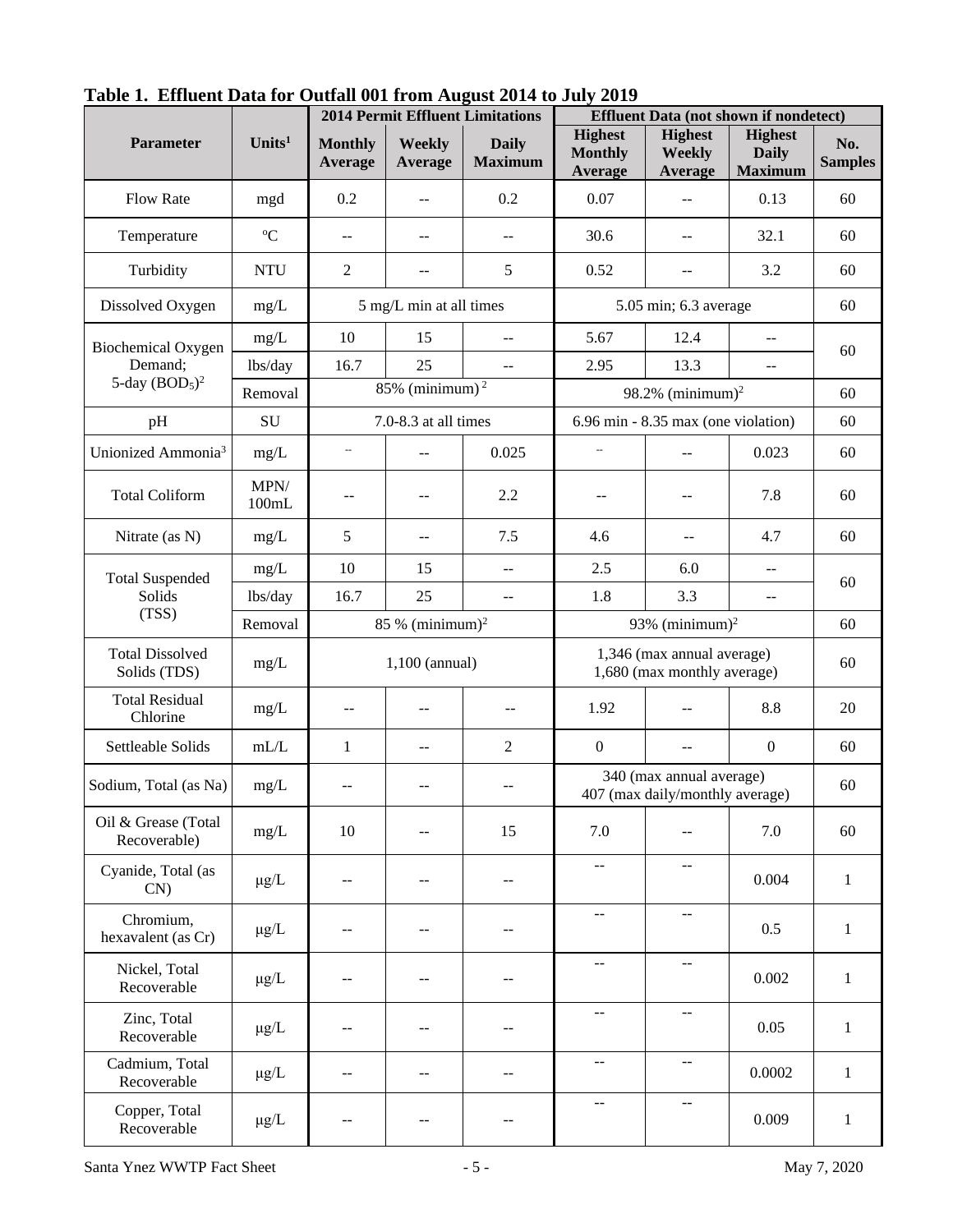**Table 1. Effluent Data for Outfall 001 from August 2014 to July 2019**

| Parameter | Units[1] | 2014 Permit Effluent Limitations | | | Effluent Data (not shown if nondetect) | | | |
|---|---|---|---|---|---|---|---|---|
| | | Monthly Average | Weekly Average | Daily Maximum | Highest Monthly Average | Highest Weekly Average | Highest Daily Maximum | No. Samples |
| Flow Rate | mgd | 0.2 | -- | 0.2 | 0.07 | -- | 0.13 | 60 |
| Temperature | ºC | -- | -- | -- | 30.6 | -- | 32.1 | 60 |
| Turbidity | NTU | 2 | -- | 5 | 0.52 | -- | 3.2 | 60 |
| Dissolved Oxygen | mg/L | 5 mg/L min at all times | | | 5.05 min; 6.3 average | | | 60 |
| Biochemical Oxygen Demand; 5-day ($BOD_5$)[2] | mg/L | 10 | 15 | -- | 5.67 | 12.4 | -- | 60 |
| | lbs/day | 16.7 | 25 | -- | 2.95 | 13.3 | -- | |
| | Removal | 85% (minimum)[2] | | | 98.2% (minimum)[2] | | | 60 |
| pH | SU | 7.0-8.3 at all times | | | 6.96 min - 8.35 max (one violation) | | | 60 |
| Unionized Ammonia[3] | mg/L | -- | -- | 0.025 | -- | -- | 0.023 | 60 |
| Total Coliform | MPN/ 100mL | -- | -- | 2.2 | -- | -- | 7.8 | 60 |
| Nitrate (as N) | mg/L | 5 | -- | 7.5 | 4.6 | -- | 4.7 | 60 |
| Total Suspended Solids (TSS) | mg/L | 10 | 15 | -- | 2.5 | 6.0 | -- | 60 |
| | lbs/day | 16.7 | 25 | -- | 1.8 | 3.3 | -- | |
| | Removal | 85 % (minimum)[2] | | | 93% (minimum)[2] | | | 60 |
| Total Dissolved Solids (TDS) | mg/L | 1,100 (annual) | | | 1,346 (max annual average) 1,680 (max monthly average) | | | 60 |
| Total Residual Chlorine | mg/L | -- | -- | -- | 1.92 | -- | 8.8 | 20 |
| Settleable Solids | mL/L | 1 | -- | 2 | 0 | -- | 0 | 60 |
| Sodium, Total (as Na) | mg/L | -- | -- | -- | 340 (max annual average) 407 (max daily/monthly average) | | | 60 |
| Oil & Grease (Total Recoverable) | mg/L | 10 | -- | 15 | 7.0 | -- | 7.0 | 60 |
| Cyanide, Total (as CN) | µg/L | -- | -- | -- | -- | -- | 0.004 | 1 |
| Chromium, hexavalent (as Cr) | µg/L | -- | -- | -- | -- | -- | 0.5 | 1 |
| Nickel, Total Recoverable | µg/L | -- | -- | -- | -- | -- | 0.002 | 1 |
| Zinc, Total Recoverable | µg/L | -- | -- | -- | -- | -- | 0.05 | 1 |
| Cadmium, Total Recoverable | µg/L | -- | -- | -- | -- | -- | 0.0002 | 1 |
| Copper, Total Recoverable | µg/L | -- | -- | -- | -- | -- | 0.009 | 1 |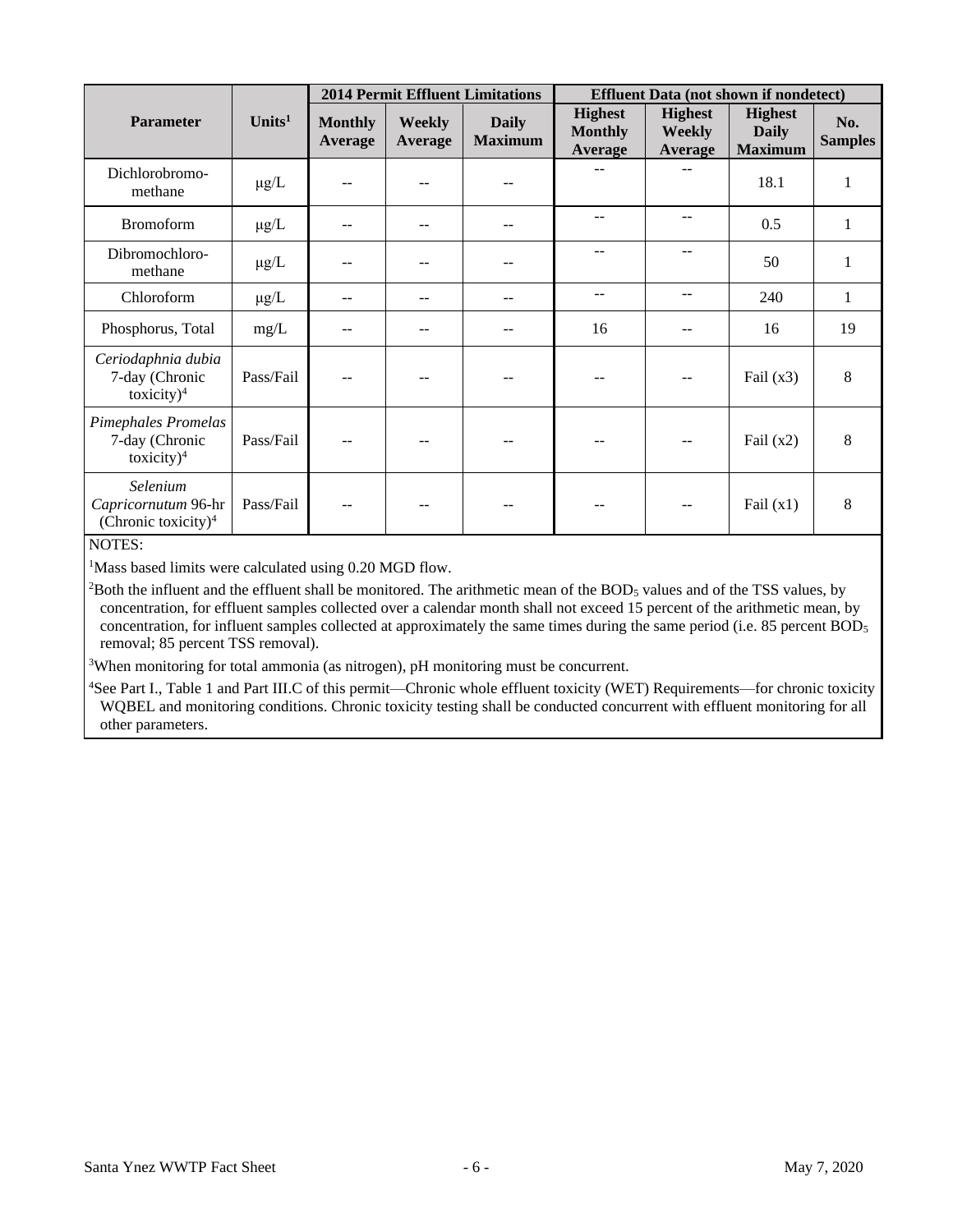| Parameter | Units[1] | 2014 Permit Effluent Limitations | | | Effluent Data (not shown if nondetect) | | | |
|---|---|---|---|---|---|---|---|---|
| | | Monthly Average | Weekly Average | Daily Maximum | Highest Monthly Average | Highest Weekly Average | Highest Daily Maximum | No. Samples |
| Dichlorobromo-methane | μg/L | -- | -- | -- | -- | -- | 18.1 | 1 |
| Bromoform | μg/L | -- | -- | -- | -- | -- | 0.5 | 1 |
| Dibromochloro-methane | μg/L | -- | -- | -- | -- | -- | 50 | 1 |
| Chloroform | μg/L | -- | -- | -- | -- | -- | 240 | 1 |
| Phosphorus, Total | mg/L | -- | -- | -- | 16 | -- | 16 | 19 |
| *Ceriodaphnia dubia* 7-day (Chronic toxicity)[4] | Pass/Fail | -- | -- | -- | -- | -- | Fail (x3) | 8 |
| *Pimephales Promelas* 7-day (Chronic toxicity)[4] | Pass/Fail | -- | -- | -- | -- | -- | Fail (x2) | 8 |
| *Selenium Capricornutum* 96-hr (Chronic toxicity)[4] | Pass/Fail | -- | -- | -- | -- | -- | Fail (x1) | 8 |

NOTES:

[1]Mass based limits were calculated using 0.20 MGD flow.

[2]Both the influent and the effluent shall be monitored. The arithmetic mean of the $BOD_5$ values and of the TSS values, by concentration, for effluent samples collected over a calendar month shall not exceed 15 percent of the arithmetic mean, by concentration, for influent samples collected at approximately the same times during the same period (i.e. 85 percent $BOD_5$ removal; 85 percent TSS removal).

[3]When monitoring for total ammonia (as nitrogen), pH monitoring must be concurrent.

[4]See Part I., Table 1 and Part III.C of this permit—Chronic whole effluent toxicity (WET) Requirements—for chronic toxicity WQBEL and monitoring conditions. Chronic toxicity testing shall be conducted concurrent with effluent monitoring for all other parameters.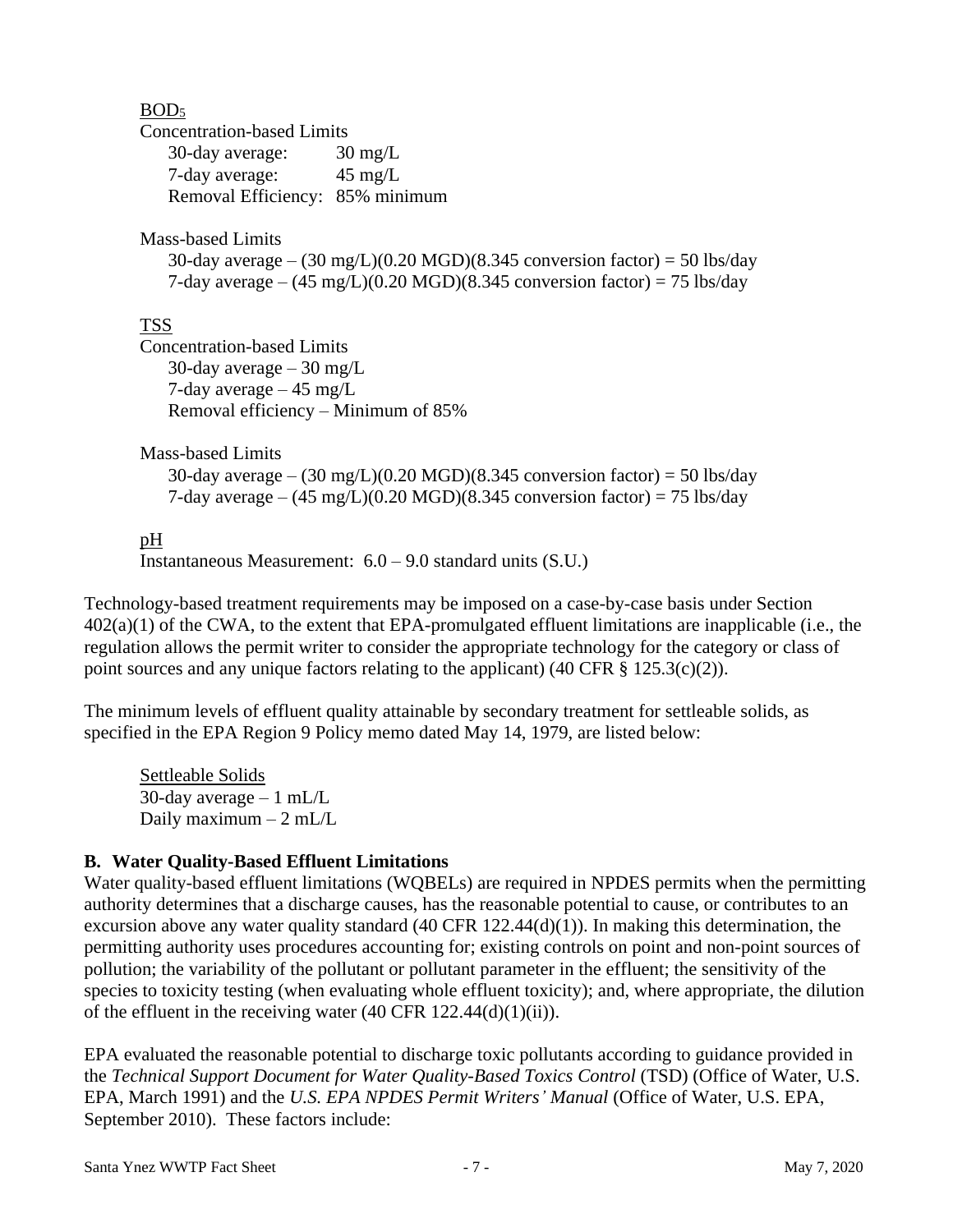$BOD_5$

Concentration-based Limits

30-day average: 30 mg/L
7-day average: 45 mg/L
Removal Efficiency: 85% minimum

Mass-based Limits

30-day average – (30 mg/L)(0.20 MGD)(8.345 conversion factor) = 50 lbs/day
7-day average – (45 mg/L)(0.20 MGD)(8.345 conversion factor) = 75 lbs/day

TSS

Concentration-based Limits

30-day average – 30 mg/L
7-day average – 45 mg/L
Removal efficiency – Minimum of 85%

Mass-based Limits

30-day average – (30 mg/L)(0.20 MGD)(8.345 conversion factor) = 50 lbs/day
7-day average – (45 mg/L)(0.20 MGD)(8.345 conversion factor) = 75 lbs/day

pH

Instantaneous Measurement: 6.0 – 9.0 standard units (S.U.)

Technology-based treatment requirements may be imposed on a case-by-case basis under Section 402(a)(1) of the CWA, to the extent that EPA-promulgated effluent limitations are inapplicable (i.e., the regulation allows the permit writer to consider the appropriate technology for the category or class of point sources and any unique factors relating to the applicant) (40 CFR § 125.3(c)(2)).

The minimum levels of effluent quality attainable by secondary treatment for settleable solids, as specified in the EPA Region 9 Policy memo dated May 14, 1979, are listed below:

Settleable Solids

30-day average – 1 mL/L
Daily maximum – 2 mL/L

### B. Water Quality-Based Effluent Limitations

Water quality-based effluent limitations (WQBELs) are required in NPDES permits when the permitting authority determines that a discharge causes, has the reasonable potential to cause, or contributes to an excursion above any water quality standard (40 CFR 122.44(d)(1)). In making this determination, the permitting authority uses procedures accounting for; existing controls on point and non-point sources of pollution; the variability of the pollutant or pollutant parameter in the effluent; the sensitivity of the species to toxicity testing (when evaluating whole effluent toxicity); and, where appropriate, the dilution of the effluent in the receiving water (40 CFR 122.44(d)(1)(ii)).

EPA evaluated the reasonable potential to discharge toxic pollutants according to guidance provided in the *Technical Support Document for Water Quality-Based Toxics Control* (TSD) (Office of Water, U.S. EPA, March 1991) and the *U.S. EPA NPDES Permit Writers' Manual* (Office of Water, U.S. EPA, September 2010). These factors include: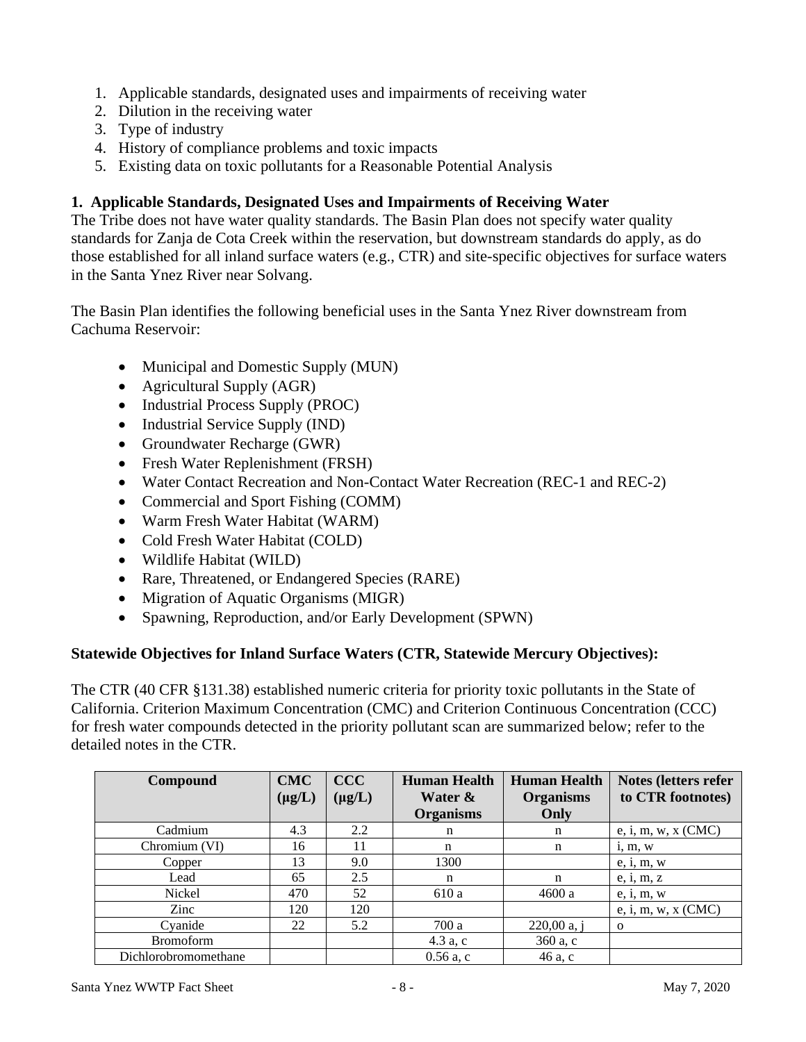1. Applicable standards, designated uses and impairments of receiving water
2. Dilution in the receiving water
3. Type of industry
4. History of compliance problems and toxic impacts
5. Existing data on toxic pollutants for a Reasonable Potential Analysis

**1. Applicable Standards, Designated Uses and Impairments of Receiving Water**

The Tribe does not have water quality standards. The Basin Plan does not specify water quality standards for Zanja de Cota Creek within the reservation, but downstream standards do apply, as do those established for all inland surface waters (e.g., CTR) and site-specific objectives for surface waters in the Santa Ynez River near Solvang.

The Basin Plan identifies the following beneficial uses in the Santa Ynez River downstream from Cachuma Reservoir:

- Municipal and Domestic Supply (MUN)
- Agricultural Supply (AGR)
- Industrial Process Supply (PROC)
- Industrial Service Supply (IND)
- Groundwater Recharge (GWR)
- Fresh Water Replenishment (FRSH)
- Water Contact Recreation and Non-Contact Water Recreation (REC-1 and REC-2)
- Commercial and Sport Fishing (COMM)
- Warm Fresh Water Habitat (WARM)
- Cold Fresh Water Habitat (COLD)
- Wildlife Habitat (WILD)
- Rare, Threatened, or Endangered Species (RARE)
- Migration of Aquatic Organisms (MIGR)
- Spawning, Reproduction, and/or Early Development (SPWN)

**Statewide Objectives for Inland Surface Waters (CTR, Statewide Mercury Objectives):**

The CTR (40 CFR §131.38) established numeric criteria for priority toxic pollutants in the State of California. Criterion Maximum Concentration (CMC) and Criterion Continuous Concentration (CCC) for fresh water compounds detected in the priority pollutant scan are summarized below; refer to the detailed notes in the CTR.

| Compound | CMC (μg/L) | CCC (μg/L) | Human Health Water & Organisms | Human Health Organisms Only | Notes (letters refer to CTR footnotes) |
|---|---|---|---|---|---|
| Cadmium | 4.3 | 2.2 | n | n | e, i, m, w, x (CMC) |
| Chromium (VI) | 16 | 11 | n | n | i, m, w |
| Copper | 13 | 9.0 | 1300 | | e, i, m, w |
| Lead | 65 | 2.5 | n | n | e, i, m, z |
| Nickel | 470 | 52 | 610 a | 4600 a | e, i, m, w |
| Zinc | 120 | 120 | | | e, i, m, w, x (CMC) |
| Cyanide | 22 | 5.2 | 700 a | 220,00 a, j | o |
| Bromoform | | | 4.3 a, c | 360 a, c | |
| Dichlorobromomethane | | | 0.56 a, c | 46 a, c | |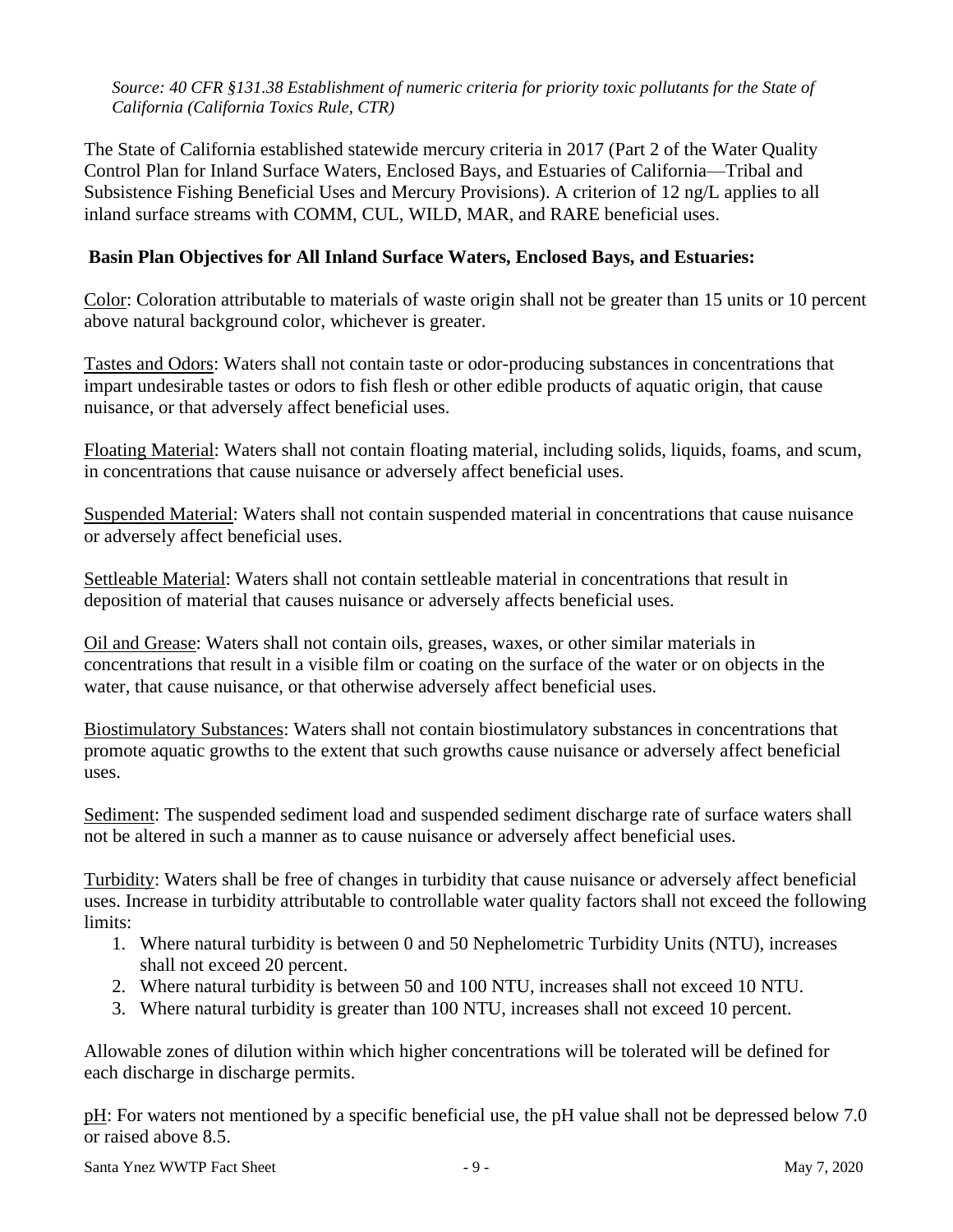*Source: 40 CFR §131.38 Establishment of numeric criteria for priority toxic pollutants for the State of California (California Toxics Rule, CTR)*

The State of California established statewide mercury criteria in 2017 (Part 2 of the Water Quality Control Plan for Inland Surface Waters, Enclosed Bays, and Estuaries of California—Tribal and Subsistence Fishing Beneficial Uses and Mercury Provisions). A criterion of 12 ng/L applies to all inland surface streams with COMM, CUL, WILD, MAR, and RARE beneficial uses.

**Basin Plan Objectives for All Inland Surface Waters, Enclosed Bays, and Estuaries:**

Color: Coloration attributable to materials of waste origin shall not be greater than 15 units or 10 percent above natural background color, whichever is greater.

Tastes and Odors: Waters shall not contain taste or odor-producing substances in concentrations that impart undesirable tastes or odors to fish flesh or other edible products of aquatic origin, that cause nuisance, or that adversely affect beneficial uses.

Floating Material: Waters shall not contain floating material, including solids, liquids, foams, and scum, in concentrations that cause nuisance or adversely affect beneficial uses.

Suspended Material: Waters shall not contain suspended material in concentrations that cause nuisance or adversely affect beneficial uses.

Settleable Material: Waters shall not contain settleable material in concentrations that result in deposition of material that causes nuisance or adversely affects beneficial uses.

Oil and Grease: Waters shall not contain oils, greases, waxes, or other similar materials in concentrations that result in a visible film or coating on the surface of the water or on objects in the water, that cause nuisance, or that otherwise adversely affect beneficial uses.

Biostimulatory Substances: Waters shall not contain biostimulatory substances in concentrations that promote aquatic growths to the extent that such growths cause nuisance or adversely affect beneficial uses.

Sediment: The suspended sediment load and suspended sediment discharge rate of surface waters shall not be altered in such a manner as to cause nuisance or adversely affect beneficial uses.

Turbidity: Waters shall be free of changes in turbidity that cause nuisance or adversely affect beneficial uses. Increase in turbidity attributable to controllable water quality factors shall not exceed the following limits:

1. Where natural turbidity is between 0 and 50 Nephelometric Turbidity Units (NTU), increases shall not exceed 20 percent.
2. Where natural turbidity is between 50 and 100 NTU, increases shall not exceed 10 NTU.
3. Where natural turbidity is greater than 100 NTU, increases shall not exceed 10 percent.

Allowable zones of dilution within which higher concentrations will be tolerated will be defined for each discharge in discharge permits.

pH: For waters not mentioned by a specific beneficial use, the pH value shall not be depressed below 7.0 or raised above 8.5.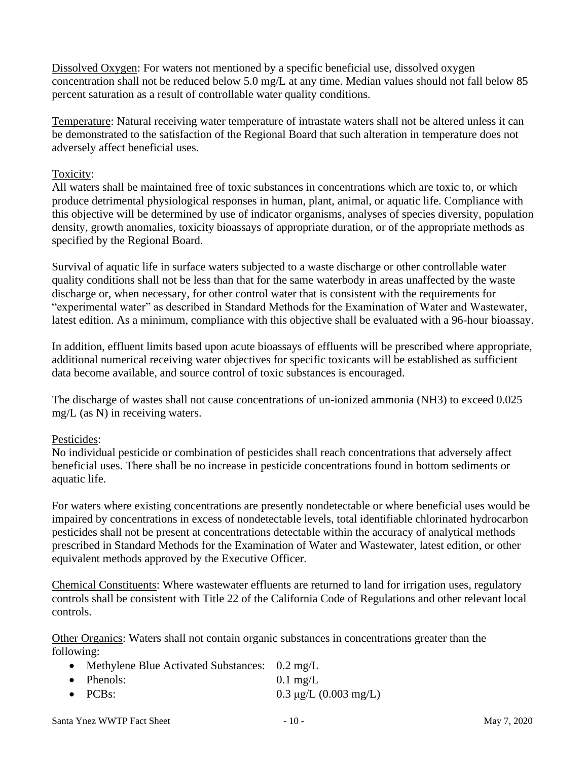Dissolved Oxygen: For waters not mentioned by a specific beneficial use, dissolved oxygen concentration shall not be reduced below 5.0 mg/L at any time. Median values should not fall below 85 percent saturation as a result of controllable water quality conditions.

Temperature: Natural receiving water temperature of intrastate waters shall not be altered unless it can be demonstrated to the satisfaction of the Regional Board that such alteration in temperature does not adversely affect beneficial uses.

Toxicity:
All waters shall be maintained free of toxic substances in concentrations which are toxic to, or which produce detrimental physiological responses in human, plant, animal, or aquatic life. Compliance with this objective will be determined by use of indicator organisms, analyses of species diversity, population density, growth anomalies, toxicity bioassays of appropriate duration, or of the appropriate methods as specified by the Regional Board.

Survival of aquatic life in surface waters subjected to a waste discharge or other controllable water quality conditions shall not be less than that for the same waterbody in areas unaffected by the waste discharge or, when necessary, for other control water that is consistent with the requirements for "experimental water" as described in Standard Methods for the Examination of Water and Wastewater, latest edition. As a minimum, compliance with this objective shall be evaluated with a 96-hour bioassay.

In addition, effluent limits based upon acute bioassays of effluents will be prescribed where appropriate, additional numerical receiving water objectives for specific toxicants will be established as sufficient data become available, and source control of toxic substances is encouraged.

The discharge of wastes shall not cause concentrations of un-ionized ammonia ($NH_3$) to exceed 0.025 mg/L (as N) in receiving waters.

Pesticides:
No individual pesticide or combination of pesticides shall reach concentrations that adversely affect beneficial uses. There shall be no increase in pesticide concentrations found in bottom sediments or aquatic life.

For waters where existing concentrations are presently nondetectable or where beneficial uses would be impaired by concentrations in excess of nondetectable levels, total identifiable chlorinated hydrocarbon pesticides shall not be present at concentrations detectable within the accuracy of analytical methods prescribed in Standard Methods for the Examination of Water and Wastewater, latest edition, or other equivalent methods approved by the Executive Officer.

Chemical Constituents: Where wastewater effluents are returned to land for irrigation uses, regulatory controls shall be consistent with Title 22 of the California Code of Regulations and other relevant local controls.

Other Organics: Waters shall not contain organic substances in concentrations greater than the following:

- Methylene Blue Activated Substances: 0.2 mg/L
- Phenols: 0.1 mg/L
- PCBs: 0.3 μg/L (0.003 mg/L)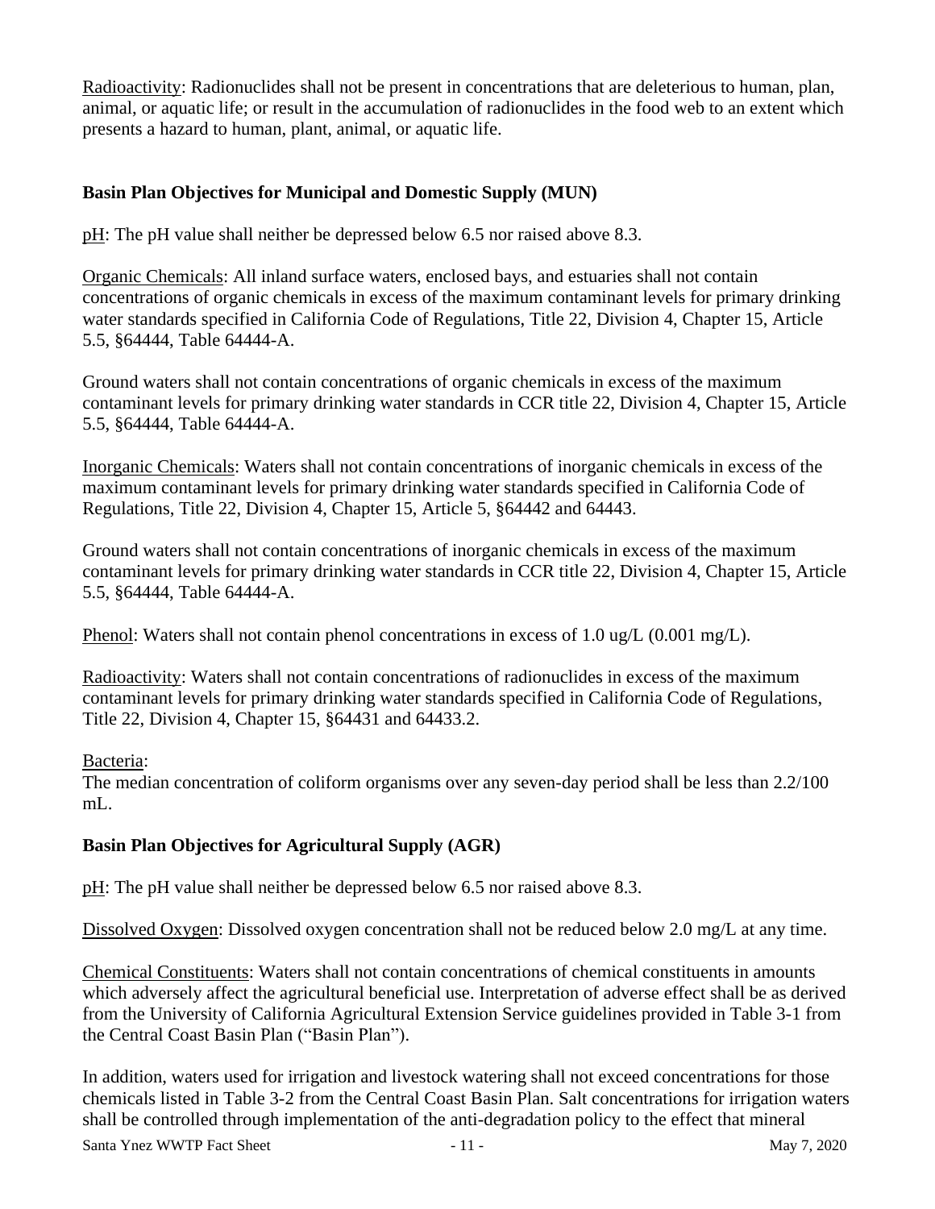Radioactivity: Radionuclides shall not be present in concentrations that are deleterious to human, plan, animal, or aquatic life; or result in the accumulation of radionuclides in the food web to an extent which presents a hazard to human, plant, animal, or aquatic life.

**Basin Plan Objectives for Municipal and Domestic Supply (MUN)**

pH: The pH value shall neither be depressed below 6.5 nor raised above 8.3.

Organic Chemicals: All inland surface waters, enclosed bays, and estuaries shall not contain concentrations of organic chemicals in excess of the maximum contaminant levels for primary drinking water standards specified in California Code of Regulations, Title 22, Division 4, Chapter 15, Article 5.5, §64444, Table 64444-A.

Ground waters shall not contain concentrations of organic chemicals in excess of the maximum contaminant levels for primary drinking water standards in CCR title 22, Division 4, Chapter 15, Article 5.5, §64444, Table 64444-A.

Inorganic Chemicals: Waters shall not contain concentrations of inorganic chemicals in excess of the maximum contaminant levels for primary drinking water standards specified in California Code of Regulations, Title 22, Division 4, Chapter 15, Article 5, §64442 and 64443.

Ground waters shall not contain concentrations of inorganic chemicals in excess of the maximum contaminant levels for primary drinking water standards in CCR title 22, Division 4, Chapter 15, Article 5.5, §64444, Table 64444-A.

Phenol: Waters shall not contain phenol concentrations in excess of 1.0 ug/L (0.001 mg/L).

Radioactivity: Waters shall not contain concentrations of radionuclides in excess of the maximum contaminant levels for primary drinking water standards specified in California Code of Regulations, Title 22, Division 4, Chapter 15, §64431 and 64433.2.

Bacteria:
The median concentration of coliform organisms over any seven-day period shall be less than 2.2/100 mL.

**Basin Plan Objectives for Agricultural Supply (AGR)**

pH: The pH value shall neither be depressed below 6.5 nor raised above 8.3.

Dissolved Oxygen: Dissolved oxygen concentration shall not be reduced below 2.0 mg/L at any time.

Chemical Constituents: Waters shall not contain concentrations of chemical constituents in amounts which adversely affect the agricultural beneficial use. Interpretation of adverse effect shall be as derived from the University of California Agricultural Extension Service guidelines provided in Table 3-1 from the Central Coast Basin Plan ("Basin Plan").

In addition, waters used for irrigation and livestock watering shall not exceed concentrations for those chemicals listed in Table 3-2 from the Central Coast Basin Plan. Salt concentrations for irrigation waters shall be controlled through implementation of the anti-degradation policy to the effect that mineral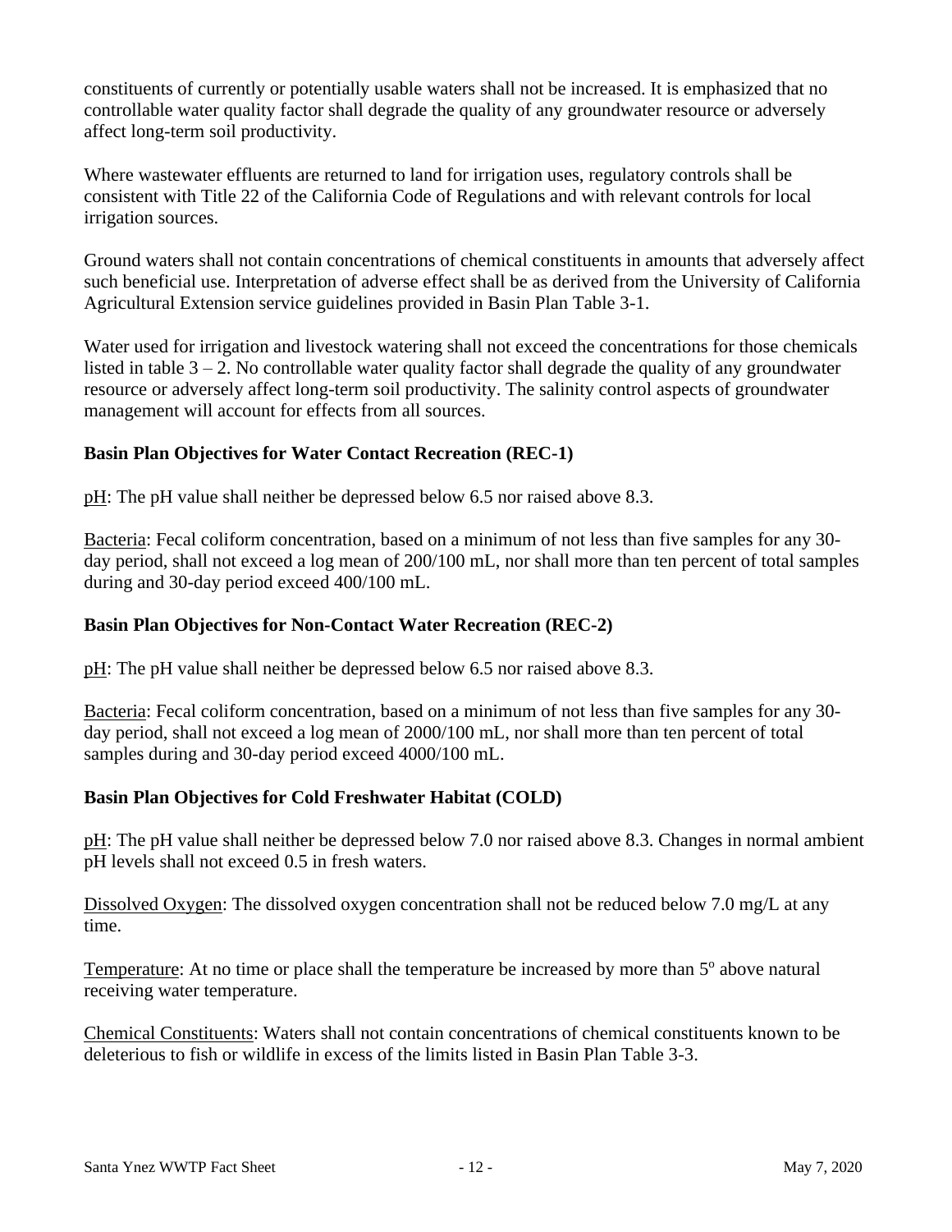constituents of currently or potentially usable waters shall not be increased. It is emphasized that no controllable water quality factor shall degrade the quality of any groundwater resource or adversely affect long-term soil productivity.

Where wastewater effluents are returned to land for irrigation uses, regulatory controls shall be consistent with Title 22 of the California Code of Regulations and with relevant controls for local irrigation sources.

Ground waters shall not contain concentrations of chemical constituents in amounts that adversely affect such beneficial use. Interpretation of adverse effect shall be as derived from the University of California Agricultural Extension service guidelines provided in Basin Plan Table 3-1.

Water used for irrigation and livestock watering shall not exceed the concentrations for those chemicals listed in table 3 – 2. No controllable water quality factor shall degrade the quality of any groundwater resource or adversely affect long-term soil productivity. The salinity control aspects of groundwater management will account for effects from all sources.

**Basin Plan Objectives for Water Contact Recreation (REC-1)**

pH: The pH value shall neither be depressed below 6.5 nor raised above 8.3.

Bacteria: Fecal coliform concentration, based on a minimum of not less than five samples for any 30-day period, shall not exceed a log mean of 200/100 mL, nor shall more than ten percent of total samples during and 30-day period exceed 400/100 mL.

**Basin Plan Objectives for Non-Contact Water Recreation (REC-2)**

pH: The pH value shall neither be depressed below 6.5 nor raised above 8.3.

Bacteria: Fecal coliform concentration, based on a minimum of not less than five samples for any 30-day period, shall not exceed a log mean of 2000/100 mL, nor shall more than ten percent of total samples during and 30-day period exceed 4000/100 mL.

**Basin Plan Objectives for Cold Freshwater Habitat (COLD)**

pH: The pH value shall neither be depressed below 7.0 nor raised above 8.3. Changes in normal ambient pH levels shall not exceed 0.5 in fresh waters.

Dissolved Oxygen: The dissolved oxygen concentration shall not be reduced below 7.0 mg/L at any time.

Temperature: At no time or place shall the temperature be increased by more than $5^{o}$ above natural receiving water temperature.

Chemical Constituents: Waters shall not contain concentrations of chemical constituents known to be deleterious to fish or wildlife in excess of the limits listed in Basin Plan Table 3-3.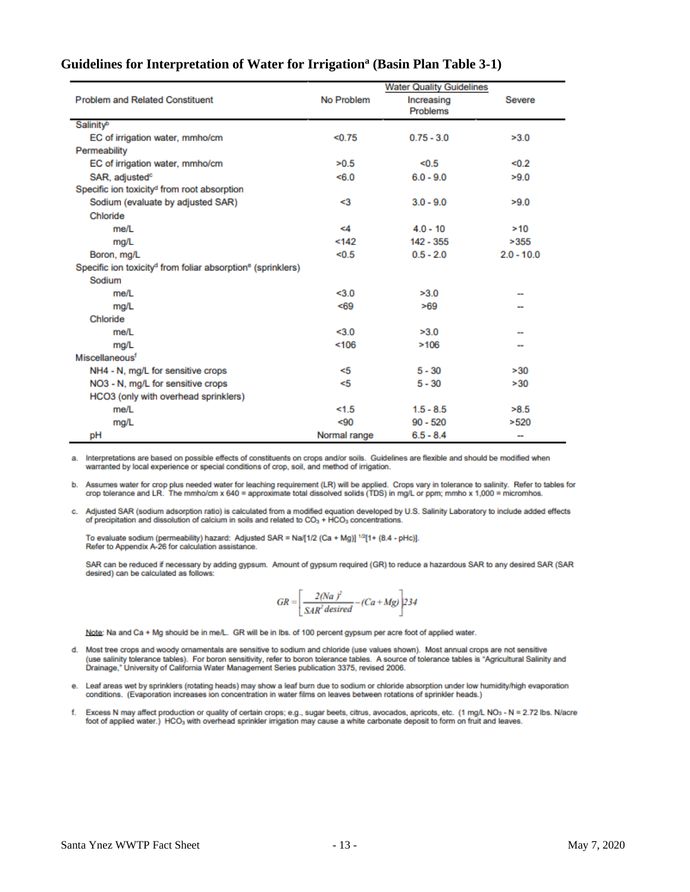## Guidelines for Interpretation of Water for Irrigation[a] (Basin Plan Table 3-1)

| Problem and Related Constituent | Water Quality Guidelines | | |
|---|---|---|---|
| | No Problem | Increasing Problems | Severe |
| Salinity[b] | | | |
| EC of irrigation water, mmho/cm | <0.75 | 0.75 - 3.0 | >3.0 |
| Permeability | | | |
| EC of irrigation water, mmho/cm | >0.5 | <0.5 | <0.2 |
| SAR, adjusted[c] | <6.0 | 6.0 - 9.0 | >9.0 |
| Specific ion toxicity[d] from root absorption | | | |
| Sodium (evaluate by adjusted SAR) | <3 | 3.0 - 9.0 | >9.0 |
| Chloride | | | |
| me/L | <4 | 4.0 - 10 | >10 |
| mg/L | <142 | 142 - 355 | >355 |
| Boron, mg/L | <0.5 | 0.5 - 2.0 | 2.0 - 10.0 |
| Specific ion toxicity[d] from foliar absorption[e] (sprinklers) | | | |
| Sodium | | | |
| me/L | <3.0 | >3.0 | -- |
| mg/L | <69 | >69 | -- |
| Chloride | | | |
| me/L | <3.0 | >3.0 | -- |
| mg/L | <106 | >106 | -- |
| Miscellaneous[f] | | | |
| NH4 - N, mg/L for sensitive crops | <5 | 5 - 30 | >30 |
| NO3 - N, mg/L for sensitive crops | <5 | 5 - 30 | >30 |
| HCO3 (only with overhead sprinklers) | | | |
| me/L | <1.5 | 1.5 - 8.5 | >8.5 |
| mg/L | <90 | 90 - 520 | >520 |
| pH | Normal range | 6.5 - 8.4 | -- |

a. Interpretations are based on possible effects of constituents on crops and/or soils. Guidelines are flexible and should be modified when warranted by local experience or special conditions of crop, soil, and method of irrigation.

b. Assumes water for crop plus needed water for leaching requirement (LR) will be applied. Crops vary in tolerance to salinity. Refer to tables for crop tolerance and LR. The mmho/cm x 640 = approximate total dissolved solids (TDS) in mg/L or ppm; mmho x 1,000 = micromhos.

c. Adjusted SAR (sodium adsorption ratio) is calculated from a modified equation developed by U.S. Salinity Laboratory to include added effects of precipitation and dissolution of calcium in soils and related to $CO_3$ + $HCO_3$ concentrations.

To evaluate sodium (permeability) hazard: Adjusted SAR = $Na/[1/2\,(Ca + Mg)]^{1/2}[1 + (8.4 - pHc)]$.
Refer to Appendix A-26 for calculation assistance.

SAR can be reduced if necessary by adding gypsum. Amount of gypsum required (GR) to reduce a hazardous SAR to any desired SAR (SAR desired) can be calculated as follows:

$$GR = \left[\frac{2(Na)^2}{SAR^2\,desired} - (Ca + Mg)\right]234$$

Note: Na and Ca + Mg should be in me/L. GR will be in lbs. of 100 percent gypsum per acre foot of applied water.

d. Most tree crops and woody ornamentals are sensitive to sodium and chloride (use values shown). Most annual crops are not sensitive (use salinity tolerance tables). For boron sensitivity, refer to boron tolerance tables. A source of tolerance tables is "Agricultural Salinity and Drainage," University of California Water Management Series publication 3375, revised 2006.

e. Leaf areas wet by sprinklers (rotating heads) may show a leaf burn due to sodium or chloride absorption under low humidity/high evaporation conditions. (Evaporation increases ion concentration in water films on leaves between rotations of sprinkler heads.)

f. Excess N may affect production or quality of certain crops; e.g., sugar beets, citrus, avocados, apricots, etc. (1 mg/L $NO_3$ - N = 2.72 lbs. N/acre foot of applied water.) $HCO_3$ with overhead sprinkler irrigation may cause a white carbonate deposit to form on fruit and leaves.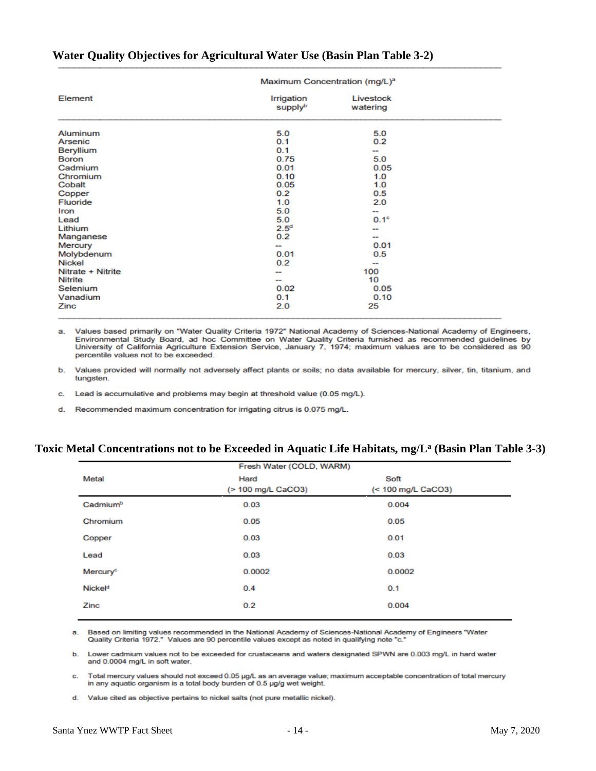## Water Quality Objectives for Agricultural Water Use (Basin Plan Table 3-2)

| Element | Maximum Concentration (mg/L)[a] | |
|---|---|---|
| | Irrigation supply[b] | Livestock watering |
| Aluminum | 5.0 | 5.0 |
| Arsenic | 0.1 | 0.2 |
| Beryllium | 0.1 | -- |
| Boron | 0.75 | 5.0 |
| Cadmium | 0.01 | 0.05 |
| Chromium | 0.10 | 1.0 |
| Cobalt | 0.05 | 1.0 |
| Copper | 0.2 | 0.5 |
| Fluoride | 1.0 | 2.0 |
| Iron | 5.0 | -- |
| Lead | 5.0 | 0.1[c] |
| Lithium | 2.5[d] | -- |
| Manganese | 0.2 | -- |
| Mercury | -- | 0.01 |
| Molybdenum | 0.01 | 0.5 |
| Nickel | 0.2 | -- |
| Nitrate + Nitrite | -- | 100 |
| Nitrite | -- | 10 |
| Selenium | 0.02 | 0.05 |
| Vanadium | 0.1 | 0.10 |
| Zinc | 2.0 | 25 |

a. Values based primarily on "Water Quality Criteria 1972" National Academy of Sciences-National Academy of Engineers, Environmental Study Board, ad hoc Committee on Water Quality Criteria furnished as recommended guidelines by University of California Agriculture Extension Service, January 7, 1974; maximum values are to be considered as 90 percentile values not to be exceeded.

b. Values provided will normally not adversely affect plants or soils; no data available for mercury, silver, tin, titanium, and tungsten.

c. Lead is accumulative and problems may begin at threshold value (0.05 mg/L).

d. Recommended maximum concentration for irrigating citrus is 0.075 mg/L.

## Toxic Metal Concentrations not to be Exceeded in Aquatic Life Habitats, mg/L[a] (Basin Plan Table 3-3)

| Metal | Fresh Water (COLD, WARM) | |
|---|---|---|
| | Hard (> 100 mg/L $CaCO_3$) | Soft (< 100 mg/L $CaCO_3$) |
| Cadmium[b] | 0.03 | 0.004 |
| Chromium | 0.05 | 0.05 |
| Copper | 0.03 | 0.01 |
| Lead | 0.03 | 0.03 |
| Mercury[c] | 0.0002 | 0.0002 |
| Nickel[d] | 0.4 | 0.1 |
| Zinc | 0.2 | 0.004 |

a. Based on limiting values recommended in the National Academy of Sciences-National Academy of Engineers "Water Quality Criteria 1972." Values are 90 percentile values except as noted in qualifying note "c."

b. Lower cadmium values not to be exceeded for crustaceans and waters designated SPWN are 0.003 mg/L in hard water and 0.0004 mg/L in soft water.

c. Total mercury values should not exceed 0.05 µg/L as an average value; maximum acceptable concentration of total mercury in any aquatic organism is a total body burden of 0.5 µg/g wet weight.

d. Value cited as objective pertains to nickel salts (not pure metallic nickel).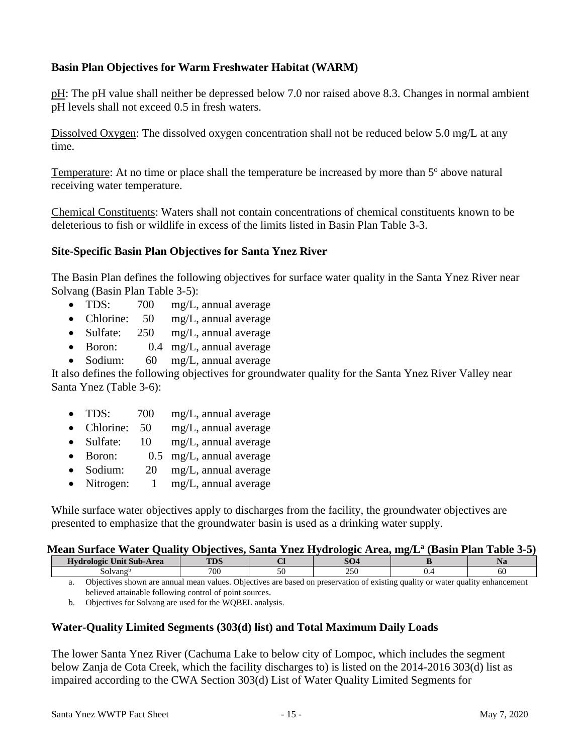**Basin Plan Objectives for Warm Freshwater Habitat (WARM)**

pH: The pH value shall neither be depressed below 7.0 nor raised above 8.3. Changes in normal ambient pH levels shall not exceed 0.5 in fresh waters.

Dissolved Oxygen: The dissolved oxygen concentration shall not be reduced below 5.0 mg/L at any time.

Temperature: At no time or place shall the temperature be increased by more than 5° above natural receiving water temperature.

Chemical Constituents: Waters shall not contain concentrations of chemical constituents known to be deleterious to fish or wildlife in excess of the limits listed in Basin Plan Table 3-3.

**Site-Specific Basin Plan Objectives for Santa Ynez River**

The Basin Plan defines the following objectives for surface water quality in the Santa Ynez River near Solvang (Basin Plan Table 3-5):

- TDS: 700 mg/L, annual average
- Chlorine: 50 mg/L, annual average
- Sulfate: 250 mg/L, annual average
- Boron: 0.4 mg/L, annual average
- Sodium: 60 mg/L, annual average

It also defines the following objectives for groundwater quality for the Santa Ynez River Valley near Santa Ynez (Table 3-6):

- TDS: 700 mg/L, annual average
- Chlorine: 50 mg/L, annual average
- Sulfate: 10 mg/L, annual average
- Boron: 0.5 mg/L, annual average
- Sodium: 20 mg/L, annual average
- Nitrogen: 1 mg/L, annual average

While surface water objectives apply to discharges from the facility, the groundwater objectives are presented to emphasize that the groundwater basin is used as a drinking water supply.

**Mean Surface Water Quality Objectives, Santa Ynez Hydrologic Area, mg/L[a] (Basin Plan Table 3-5)**

| Hydrologic Unit Sub-Area | TDS | Cl | SO4 | B | Na |
|---|---|---|---|---|---|
| Solvang[b] | 700 | 50 | 250 | 0.4 | 60 |

a. Objectives shown are annual mean values. Objectives are based on preservation of existing quality or water quality enhancement believed attainable following control of point sources.

b. Objectives for Solvang are used for the WQBEL analysis.

**Water-Quality Limited Segments (303(d) list) and Total Maximum Daily Loads**

The lower Santa Ynez River (Cachuma Lake to below city of Lompoc, which includes the segment below Zanja de Cota Creek, which the facility discharges to) is listed on the 2014-2016 303(d) list as impaired according to the CWA Section 303(d) List of Water Quality Limited Segments for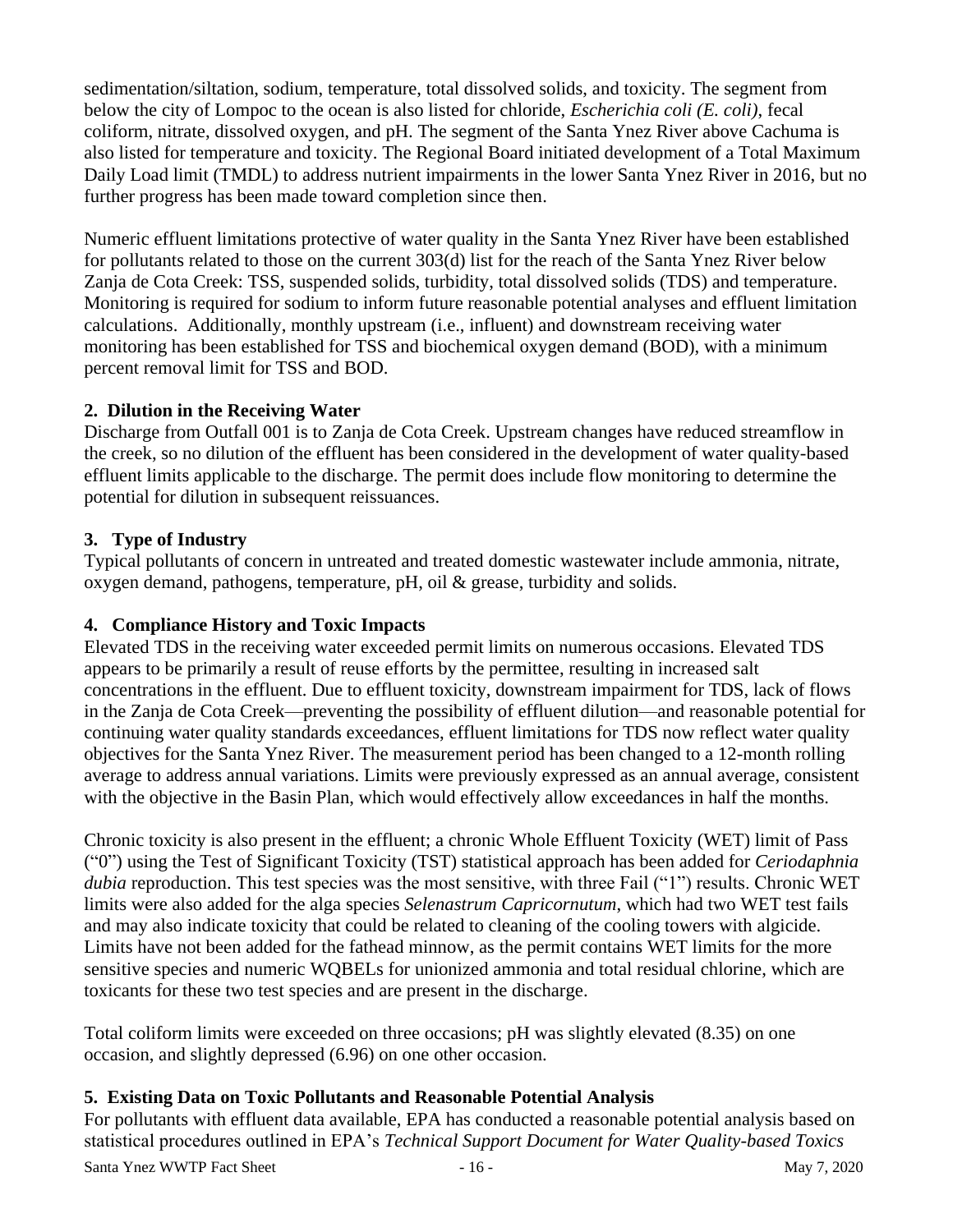sedimentation/siltation, sodium, temperature, total dissolved solids, and toxicity. The segment from below the city of Lompoc to the ocean is also listed for chloride, *Escherichia coli (E. coli)*, fecal coliform, nitrate, dissolved oxygen, and pH. The segment of the Santa Ynez River above Cachuma is also listed for temperature and toxicity. The Regional Board initiated development of a Total Maximum Daily Load limit (TMDL) to address nutrient impairments in the lower Santa Ynez River in 2016, but no further progress has been made toward completion since then.

Numeric effluent limitations protective of water quality in the Santa Ynez River have been established for pollutants related to those on the current 303(d) list for the reach of the Santa Ynez River below Zanja de Cota Creek: TSS, suspended solids, turbidity, total dissolved solids (TDS) and temperature. Monitoring is required for sodium to inform future reasonable potential analyses and effluent limitation calculations. Additionally, monthly upstream (i.e., influent) and downstream receiving water monitoring has been established for TSS and biochemical oxygen demand (BOD), with a minimum percent removal limit for TSS and BOD.

**2. Dilution in the Receiving Water**

Discharge from Outfall 001 is to Zanja de Cota Creek. Upstream changes have reduced streamflow in the creek, so no dilution of the effluent has been considered in the development of water quality-based effluent limits applicable to the discharge. The permit does include flow monitoring to determine the potential for dilution in subsequent reissuances.

**3. Type of Industry**

Typical pollutants of concern in untreated and treated domestic wastewater include ammonia, nitrate, oxygen demand, pathogens, temperature, pH, oil & grease, turbidity and solids.

**4. Compliance History and Toxic Impacts**

Elevated TDS in the receiving water exceeded permit limits on numerous occasions. Elevated TDS appears to be primarily a result of reuse efforts by the permittee, resulting in increased salt concentrations in the effluent. Due to effluent toxicity, downstream impairment for TDS, lack of flows in the Zanja de Cota Creek—preventing the possibility of effluent dilution—and reasonable potential for continuing water quality standards exceedances, effluent limitations for TDS now reflect water quality objectives for the Santa Ynez River. The measurement period has been changed to a 12-month rolling average to address annual variations. Limits were previously expressed as an annual average, consistent with the objective in the Basin Plan, which would effectively allow exceedances in half the months.

Chronic toxicity is also present in the effluent; a chronic Whole Effluent Toxicity (WET) limit of Pass ("0") using the Test of Significant Toxicity (TST) statistical approach has been added for *Ceriodaphnia dubia* reproduction. This test species was the most sensitive, with three Fail ("1") results. Chronic WET limits were also added for the alga species *Selenastrum Capricornutum*, which had two WET test fails and may also indicate toxicity that could be related to cleaning of the cooling towers with algicide. Limits have not been added for the fathead minnow, as the permit contains WET limits for the more sensitive species and numeric WQBELs for unionized ammonia and total residual chlorine, which are toxicants for these two test species and are present in the discharge.

Total coliform limits were exceeded on three occasions; pH was slightly elevated (8.35) on one occasion, and slightly depressed (6.96) on one other occasion.

**5. Existing Data on Toxic Pollutants and Reasonable Potential Analysis**

For pollutants with effluent data available, EPA has conducted a reasonable potential analysis based on statistical procedures outlined in EPA's *Technical Support Document for Water Quality-based Toxics*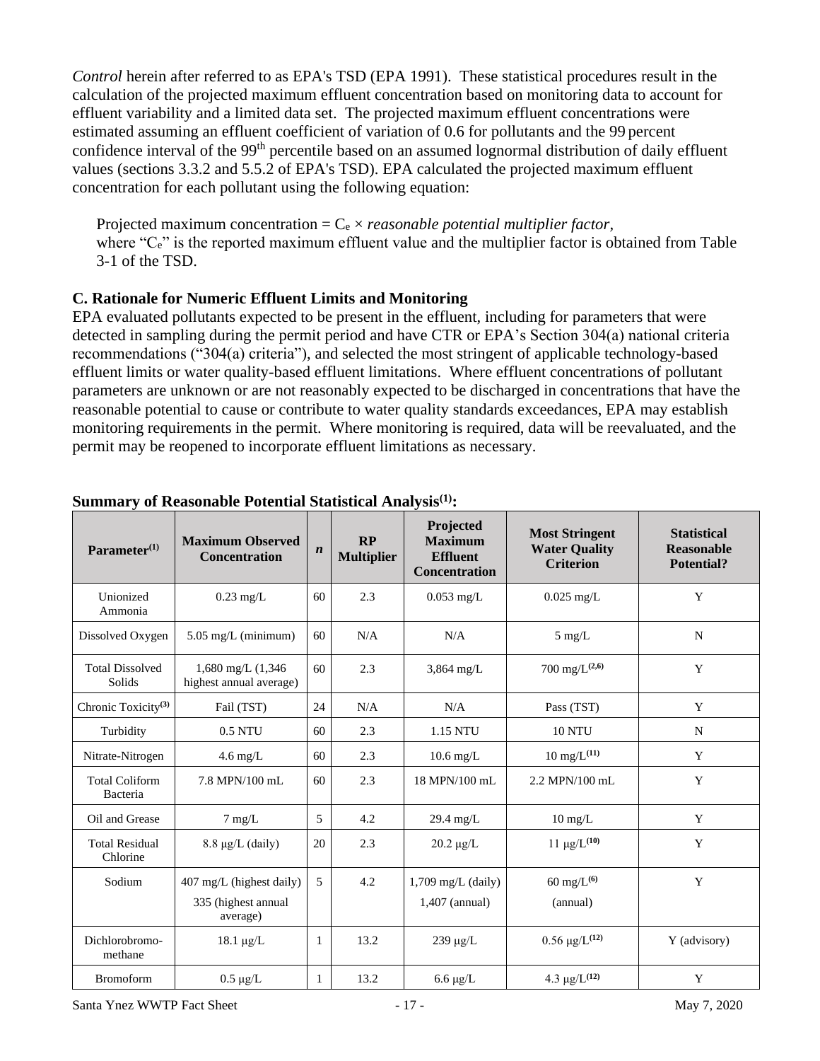*Control* herein after referred to as EPA's TSD (EPA 1991). These statistical procedures result in the calculation of the projected maximum effluent concentration based on monitoring data to account for effluent variability and a limited data set. The projected maximum effluent concentrations were estimated assuming an effluent coefficient of variation of 0.6 for pollutants and the 99 percent confidence interval of the $99^{th}$ percentile based on an assumed lognormal distribution of daily effluent values (sections 3.3.2 and 5.5.2 of EPA's TSD). EPA calculated the projected maximum effluent concentration for each pollutant using the following equation:

Projected maximum concentration = $C_e$ × *reasonable potential multiplier factor*,
where "$C_e$" is the reported maximum effluent value and the multiplier factor is obtained from Table 3-1 of the TSD.

### C. Rationale for Numeric Effluent Limits and Monitoring

EPA evaluated pollutants expected to be present in the effluent, including for parameters that were detected in sampling during the permit period and have CTR or EPA's Section 304(a) national criteria recommendations ("304(a) criteria"), and selected the most stringent of applicable technology-based effluent limits or water quality-based effluent limitations. Where effluent concentrations of pollutant parameters are unknown or are not reasonably expected to be discharged in concentrations that have the reasonable potential to cause or contribute to water quality standards exceedances, EPA may establish monitoring requirements in the permit. Where monitoring is required, data will be reevaluated, and the permit may be reopened to incorporate effluent limitations as necessary.

**Summary of Reasonable Potential Statistical Analysis[(1)]:**

| Parameter[(1)] | Maximum Observed Concentration | *n* | RP Multiplier | Projected Maximum Effluent Concentration | Most Stringent Water Quality Criterion | Statistical Reasonable Potential? |
|---|---|---|---|---|---|---|
| Unionized Ammonia | 0.23 mg/L | 60 | 2.3 | 0.053 mg/L | 0.025 mg/L | Y |
| Dissolved Oxygen | 5.05 mg/L (minimum) | 60 | N/A | N/A | 5 mg/L | N |
| Total Dissolved Solids | 1,680 mg/L (1,346 highest annual average) | 60 | 2.3 | 3,864 mg/L | 700 mg/L[(2,6)] | Y |
| Chronic Toxicity[(3)] | Fail (TST) | 24 | N/A | N/A | Pass (TST) | Y |
| Turbidity | 0.5 NTU | 60 | 2.3 | 1.15 NTU | 10 NTU | N |
| Nitrate-Nitrogen | 4.6 mg/L | 60 | 2.3 | 10.6 mg/L | 10 mg/L[(11)] | Y |
| Total Coliform Bacteria | 7.8 MPN/100 mL | 60 | 2.3 | 18 MPN/100 mL | 2.2 MPN/100 mL | Y |
| Oil and Grease | 7 mg/L | 5 | 4.2 | 29.4 mg/L | 10 mg/L | Y |
| Total Residual Chlorine | 8.8 µg/L (daily) | 20 | 2.3 | 20.2 µg/L | 11 µg/L[(10)] | Y |
| Sodium | 407 mg/L (highest daily)<br>335 (highest annual average) | 5 | 4.2 | 1,709 mg/L (daily)<br>1,407 (annual) | 60 mg/L[(6)]<br>(annual) | Y |
| Dichlorobromo-methane | 18.1 µg/L | 1 | 13.2 | 239 µg/L | 0.56 µg/L[(12)] | Y (advisory) |
| Bromoform | 0.5 µg/L | 1 | 13.2 | 6.6 µg/L | 4.3 µg/L[(12)] | Y |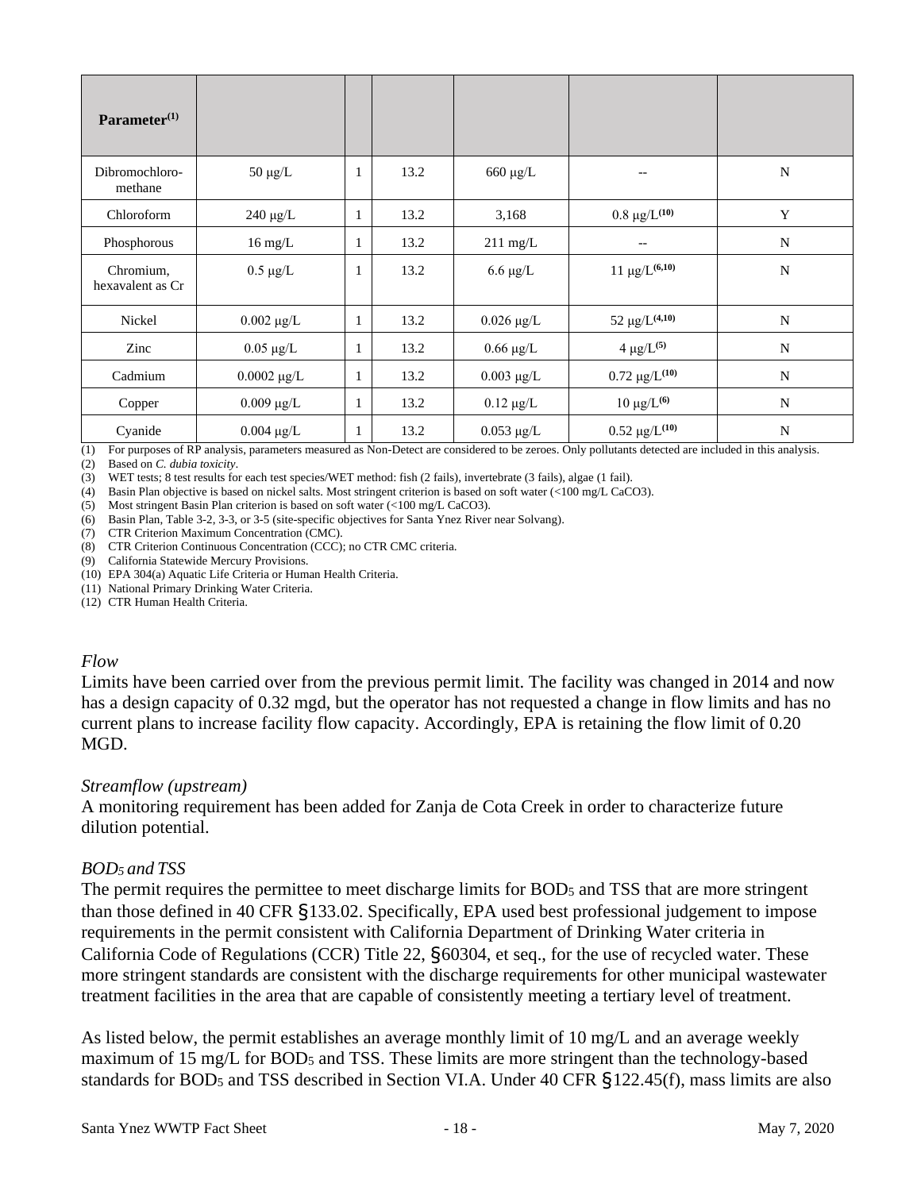| Parameter(1) | | | | | | |
|---|---|---|---|---|---|---|
| Dibromochloro-methane | 50 µg/L | 1 | 13.2 | 660 µg/L | -- | N |
| Chloroform | 240 µg/L | 1 | 13.2 | 3,168 | 0.8 µg/L(10) | Y |
| Phosphorous | 16 mg/L | 1 | 13.2 | 211 mg/L | -- | N |
| Chromium, hexavalent as Cr | 0.5 µg/L | 1 | 13.2 | 6.6 µg/L | 11 µg/L(6,10) | N |
| Nickel | 0.002 µg/L | 1 | 13.2 | 0.026 µg/L | 52 µg/L(4,10) | N |
| Zinc | 0.05 µg/L | 1 | 13.2 | 0.66 µg/L | 4 µg/L(5) | N |
| Cadmium | 0.0002 µg/L | 1 | 13.2 | 0.003 µg/L | 0.72 µg/L(10) | N |
| Copper | 0.009 µg/L | 1 | 13.2 | 0.12 µg/L | 10 µg/L(6) | N |
| Cyanide | 0.004 µg/L | 1 | 13.2 | 0.053 µg/L | 0.52 µg/L(10) | N |

(1) For purposes of RP analysis, parameters measured as Non-Detect are considered to be zeroes. Only pollutants detected are included in this analysis.
(2) Based on *C. dubia toxicity*.
(3) WET tests; 8 test results for each test species/WET method: fish (2 fails), invertebrate (3 fails), algae (1 fail).
(4) Basin Plan objective is based on nickel salts. Most stringent criterion is based on soft water (<100 mg/L CaCO3).
(5) Most stringent Basin Plan criterion is based on soft water (<100 mg/L CaCO3).
(6) Basin Plan, Table 3-2, 3-3, or 3-5 (site-specific objectives for Santa Ynez River near Solvang).
(7) CTR Criterion Maximum Concentration (CMC).
(8) CTR Criterion Continuous Concentration (CCC); no CTR CMC criteria.
(9) California Statewide Mercury Provisions.
(10) EPA 304(a) Aquatic Life Criteria or Human Health Criteria.
(11) National Primary Drinking Water Criteria.
(12) CTR Human Health Criteria.

*Flow*

Limits have been carried over from the previous permit limit. The facility was changed in 2014 and now has a design capacity of 0.32 mgd, but the operator has not requested a change in flow limits and has no current plans to increase facility flow capacity. Accordingly, EPA is retaining the flow limit of 0.20 MGD.

*Streamflow (upstream)*

A monitoring requirement has been added for Zanja de Cota Creek in order to characterize future dilution potential.

*$BOD_5$ and TSS*

The permit requires the permittee to meet discharge limits for $BOD_5$ and TSS that are more stringent than those defined in 40 CFR §133.02. Specifically, EPA used best professional judgement to impose requirements in the permit consistent with California Department of Drinking Water criteria in California Code of Regulations (CCR) Title 22, §60304, et seq., for the use of recycled water. These more stringent standards are consistent with the discharge requirements for other municipal wastewater treatment facilities in the area that are capable of consistently meeting a tertiary level of treatment.

As listed below, the permit establishes an average monthly limit of 10 mg/L and an average weekly maximum of 15 mg/L for $BOD_5$ and TSS. These limits are more stringent than the technology-based standards for $BOD_5$ and TSS described in Section VI.A. Under 40 CFR §122.45(f), mass limits are also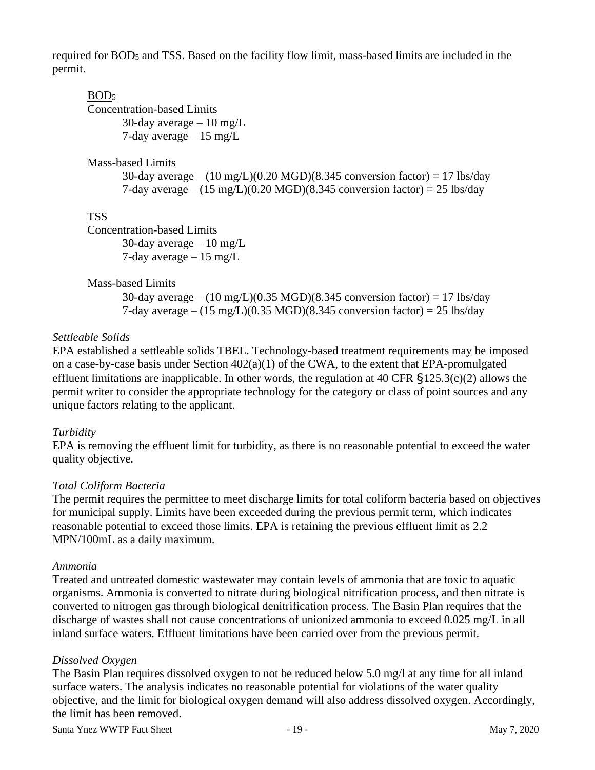required for $BOD_5$ and TSS. Based on the facility flow limit, mass-based limits are included in the permit.

<u>$BOD_5$</u>

Concentration-based Limits

30-day average – 10 mg/L

7-day average – 15 mg/L

Mass-based Limits

30-day average – (10 mg/L)(0.20 MGD)(8.345 conversion factor) = 17 lbs/day

7-day average – (15 mg/L)(0.20 MGD)(8.345 conversion factor) = 25 lbs/day

<u>TSS</u>

Concentration-based Limits

30-day average – 10 mg/L

7-day average – 15 mg/L

Mass-based Limits

30-day average – (10 mg/L)(0.35 MGD)(8.345 conversion factor) = 17 lbs/day

7-day average – (15 mg/L)(0.35 MGD)(8.345 conversion factor) = 25 lbs/day

*Settleable Solids*

EPA established a settleable solids TBEL. Technology-based treatment requirements may be imposed on a case-by-case basis under Section 402(a)(1) of the CWA, to the extent that EPA-promulgated effluent limitations are inapplicable. In other words, the regulation at 40 CFR §125.3(c)(2) allows the permit writer to consider the appropriate technology for the category or class of point sources and any unique factors relating to the applicant.

*Turbidity*

EPA is removing the effluent limit for turbidity, as there is no reasonable potential to exceed the water quality objective.

*Total Coliform Bacteria*

The permit requires the permittee to meet discharge limits for total coliform bacteria based on objectives for municipal supply. Limits have been exceeded during the previous permit term, which indicates reasonable potential to exceed those limits. EPA is retaining the previous effluent limit as 2.2 MPN/100mL as a daily maximum.

*Ammonia*

Treated and untreated domestic wastewater may contain levels of ammonia that are toxic to aquatic organisms. Ammonia is converted to nitrate during biological nitrification process, and then nitrate is converted to nitrogen gas through biological denitrification process. The Basin Plan requires that the discharge of wastes shall not cause concentrations of unionized ammonia to exceed 0.025 mg/L in all inland surface waters. Effluent limitations have been carried over from the previous permit.

*Dissolved Oxygen*

The Basin Plan requires dissolved oxygen to not be reduced below 5.0 mg/l at any time for all inland surface waters. The analysis indicates no reasonable potential for violations of the water quality objective, and the limit for biological oxygen demand will also address dissolved oxygen. Accordingly, the limit has been removed.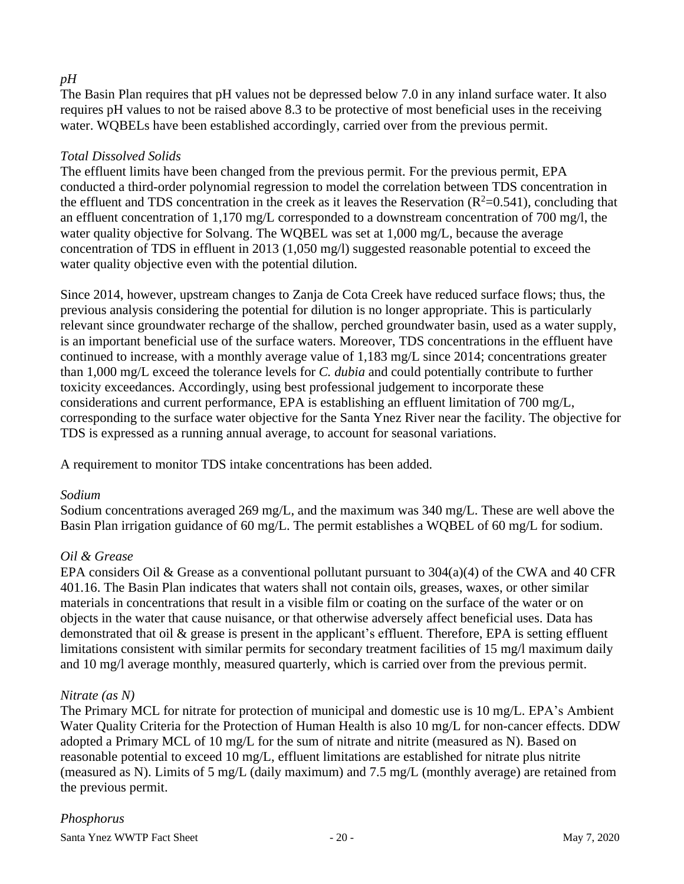*pH*

The Basin Plan requires that pH values not be depressed below 7.0 in any inland surface water. It also requires pH values to not be raised above 8.3 to be protective of most beneficial uses in the receiving water. WQBELs have been established accordingly, carried over from the previous permit.

*Total Dissolved Solids*

The effluent limits have been changed from the previous permit. For the previous permit, EPA conducted a third-order polynomial regression to model the correlation between TDS concentration in the effluent and TDS concentration in the creek as it leaves the Reservation ($R^2=0.541$), concluding that an effluent concentration of 1,170 mg/L corresponded to a downstream concentration of 700 mg/l, the water quality objective for Solvang. The WQBEL was set at 1,000 mg/L, because the average concentration of TDS in effluent in 2013 (1,050 mg/l) suggested reasonable potential to exceed the water quality objective even with the potential dilution.

Since 2014, however, upstream changes to Zanja de Cota Creek have reduced surface flows; thus, the previous analysis considering the potential for dilution is no longer appropriate. This is particularly relevant since groundwater recharge of the shallow, perched groundwater basin, used as a water supply, is an important beneficial use of the surface waters. Moreover, TDS concentrations in the effluent have continued to increase, with a monthly average value of 1,183 mg/L since 2014; concentrations greater than 1,000 mg/L exceed the tolerance levels for *C. dubia* and could potentially contribute to further toxicity exceedances. Accordingly, using best professional judgement to incorporate these considerations and current performance, EPA is establishing an effluent limitation of 700 mg/L, corresponding to the surface water objective for the Santa Ynez River near the facility. The objective for TDS is expressed as a running annual average, to account for seasonal variations.

A requirement to monitor TDS intake concentrations has been added.

*Sodium*

Sodium concentrations averaged 269 mg/L, and the maximum was 340 mg/L. These are well above the Basin Plan irrigation guidance of 60 mg/L. The permit establishes a WQBEL of 60 mg/L for sodium.

*Oil & Grease*

EPA considers Oil & Grease as a conventional pollutant pursuant to 304(a)(4) of the CWA and 40 CFR 401.16. The Basin Plan indicates that waters shall not contain oils, greases, waxes, or other similar materials in concentrations that result in a visible film or coating on the surface of the water or on objects in the water that cause nuisance, or that otherwise adversely affect beneficial uses. Data has demonstrated that oil & grease is present in the applicant's effluent. Therefore, EPA is setting effluent limitations consistent with similar permits for secondary treatment facilities of 15 mg/l maximum daily and 10 mg/l average monthly, measured quarterly, which is carried over from the previous permit.

*Nitrate (as N)*

The Primary MCL for nitrate for protection of municipal and domestic use is 10 mg/L. EPA's Ambient Water Quality Criteria for the Protection of Human Health is also 10 mg/L for non-cancer effects. DDW adopted a Primary MCL of 10 mg/L for the sum of nitrate and nitrite (measured as N). Based on reasonable potential to exceed 10 mg/L, effluent limitations are established for nitrate plus nitrite (measured as N). Limits of 5 mg/L (daily maximum) and 7.5 mg/L (monthly average) are retained from the previous permit.

*Phosphorus*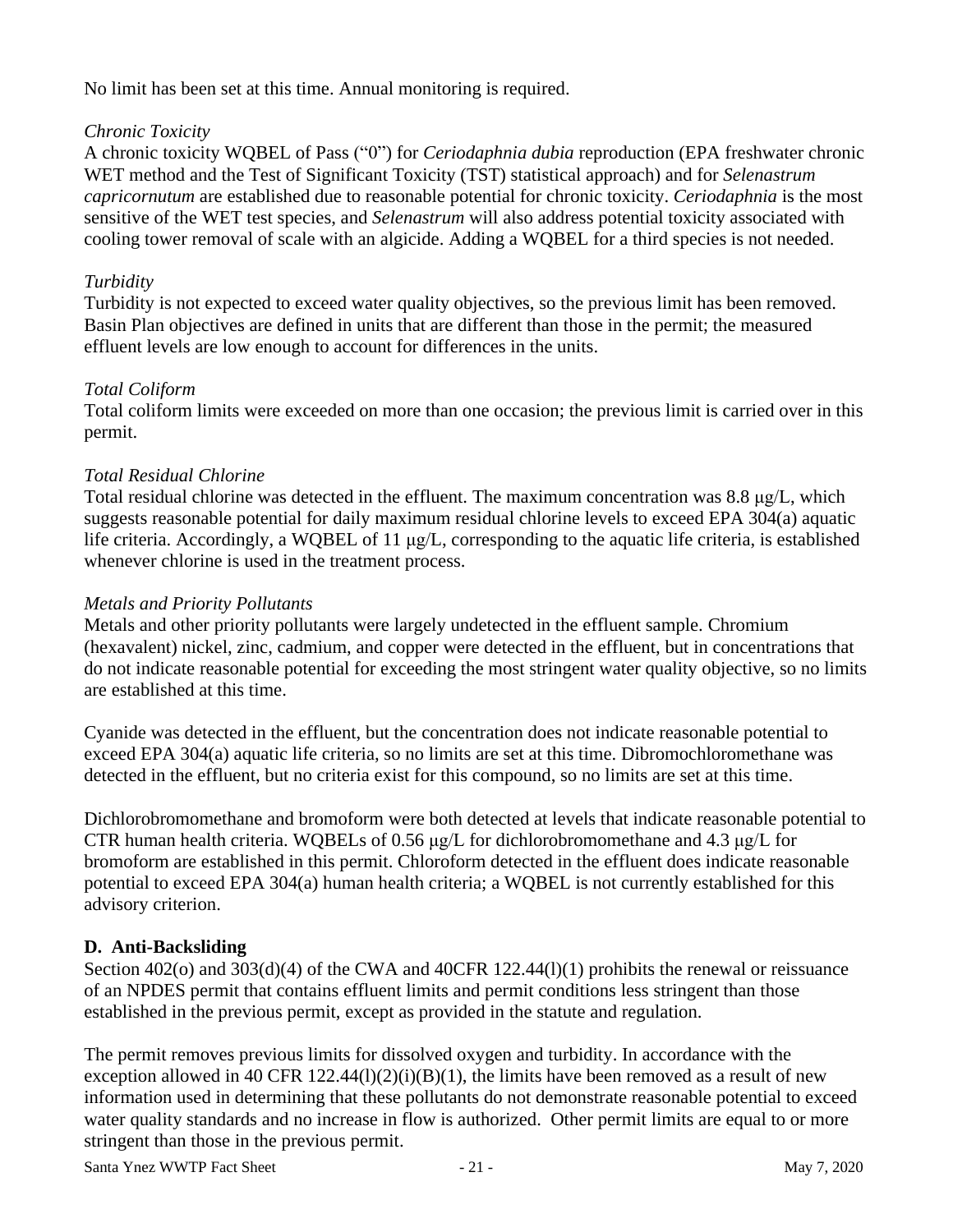No limit has been set at this time. Annual monitoring is required.

*Chronic Toxicity*

A chronic toxicity WQBEL of Pass ("0") for *Ceriodaphnia dubia* reproduction (EPA freshwater chronic WET method and the Test of Significant Toxicity (TST) statistical approach) and for *Selenastrum capricornutum* are established due to reasonable potential for chronic toxicity. *Ceriodaphnia* is the most sensitive of the WET test species, and *Selenastrum* will also address potential toxicity associated with cooling tower removal of scale with an algicide. Adding a WQBEL for a third species is not needed.

*Turbidity*

Turbidity is not expected to exceed water quality objectives, so the previous limit has been removed. Basin Plan objectives are defined in units that are different than those in the permit; the measured effluent levels are low enough to account for differences in the units.

*Total Coliform*

Total coliform limits were exceeded on more than one occasion; the previous limit is carried over in this permit.

*Total Residual Chlorine*

Total residual chlorine was detected in the effluent. The maximum concentration was 8.8 μg/L, which suggests reasonable potential for daily maximum residual chlorine levels to exceed EPA 304(a) aquatic life criteria. Accordingly, a WQBEL of 11 μg/L, corresponding to the aquatic life criteria, is established whenever chlorine is used in the treatment process.

*Metals and Priority Pollutants*

Metals and other priority pollutants were largely undetected in the effluent sample. Chromium (hexavalent) nickel, zinc, cadmium, and copper were detected in the effluent, but in concentrations that do not indicate reasonable potential for exceeding the most stringent water quality objective, so no limits are established at this time.

Cyanide was detected in the effluent, but the concentration does not indicate reasonable potential to exceed EPA 304(a) aquatic life criteria, so no limits are set at this time. Dibromochloromethane was detected in the effluent, but no criteria exist for this compound, so no limits are set at this time.

Dichlorobromomethane and bromoform were both detected at levels that indicate reasonable potential to CTR human health criteria. WQBELs of 0.56 μg/L for dichlorobromomethane and 4.3 μg/L for bromoform are established in this permit. Chloroform detected in the effluent does indicate reasonable potential to exceed EPA 304(a) human health criteria; a WQBEL is not currently established for this advisory criterion.

## D. Anti-Backsliding

Section 402(o) and 303(d)(4) of the CWA and 40CFR 122.44(l)(1) prohibits the renewal or reissuance of an NPDES permit that contains effluent limits and permit conditions less stringent than those established in the previous permit, except as provided in the statute and regulation.

The permit removes previous limits for dissolved oxygen and turbidity. In accordance with the exception allowed in 40 CFR 122.44(l)(2)(i)(B)(1), the limits have been removed as a result of new information used in determining that these pollutants do not demonstrate reasonable potential to exceed water quality standards and no increase in flow is authorized. Other permit limits are equal to or more stringent than those in the previous permit.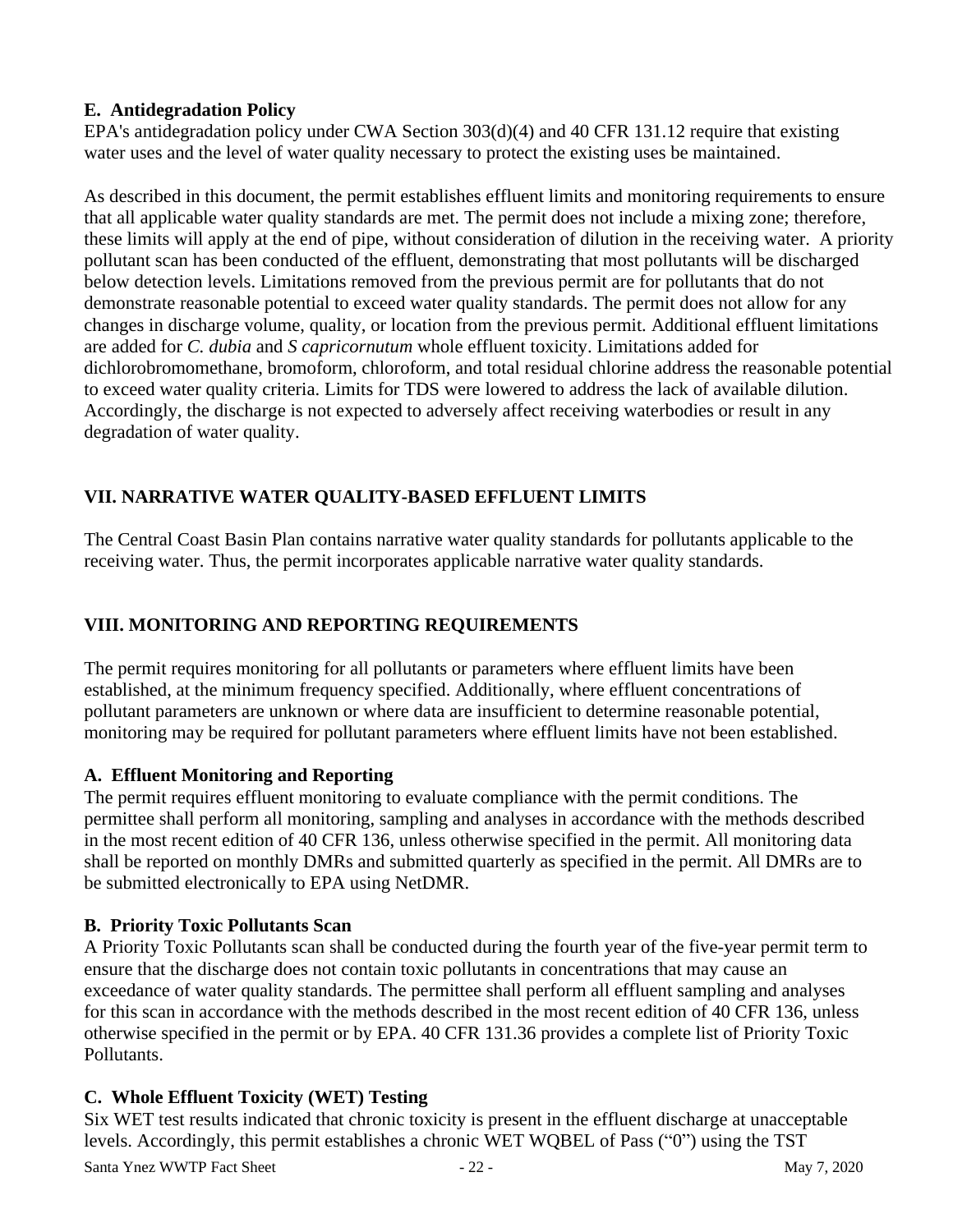### E. Antidegradation Policy

EPA's antidegradation policy under CWA Section 303(d)(4) and 40 CFR 131.12 require that existing water uses and the level of water quality necessary to protect the existing uses be maintained.

As described in this document, the permit establishes effluent limits and monitoring requirements to ensure that all applicable water quality standards are met. The permit does not include a mixing zone; therefore, these limits will apply at the end of pipe, without consideration of dilution in the receiving water. A priority pollutant scan has been conducted of the effluent, demonstrating that most pollutants will be discharged below detection levels. Limitations removed from the previous permit are for pollutants that do not demonstrate reasonable potential to exceed water quality standards. The permit does not allow for any changes in discharge volume, quality, or location from the previous permit. Additional effluent limitations are added for *C. dubia* and *S capricornutum* whole effluent toxicity. Limitations added for dichlorobromomethane, bromoform, chloroform, and total residual chlorine address the reasonable potential to exceed water quality criteria. Limits for TDS were lowered to address the lack of available dilution. Accordingly, the discharge is not expected to adversely affect receiving waterbodies or result in any degradation of water quality.

## VII. NARRATIVE WATER QUALITY-BASED EFFLUENT LIMITS

The Central Coast Basin Plan contains narrative water quality standards for pollutants applicable to the receiving water. Thus, the permit incorporates applicable narrative water quality standards.

## VIII. MONITORING AND REPORTING REQUIREMENTS

The permit requires monitoring for all pollutants or parameters where effluent limits have been established, at the minimum frequency specified. Additionally, where effluent concentrations of pollutant parameters are unknown or where data are insufficient to determine reasonable potential, monitoring may be required for pollutant parameters where effluent limits have not been established.

### A. Effluent Monitoring and Reporting

The permit requires effluent monitoring to evaluate compliance with the permit conditions. The permittee shall perform all monitoring, sampling and analyses in accordance with the methods described in the most recent edition of 40 CFR 136, unless otherwise specified in the permit. All monitoring data shall be reported on monthly DMRs and submitted quarterly as specified in the permit. All DMRs are to be submitted electronically to EPA using NetDMR.

### B. Priority Toxic Pollutants Scan

A Priority Toxic Pollutants scan shall be conducted during the fourth year of the five-year permit term to ensure that the discharge does not contain toxic pollutants in concentrations that may cause an exceedance of water quality standards. The permittee shall perform all effluent sampling and analyses for this scan in accordance with the methods described in the most recent edition of 40 CFR 136, unless otherwise specified in the permit or by EPA. 40 CFR 131.36 provides a complete list of Priority Toxic Pollutants.

### C. Whole Effluent Toxicity (WET) Testing

Six WET test results indicated that chronic toxicity is present in the effluent discharge at unacceptable levels. Accordingly, this permit establishes a chronic WET WQBEL of Pass (“0”) using the TST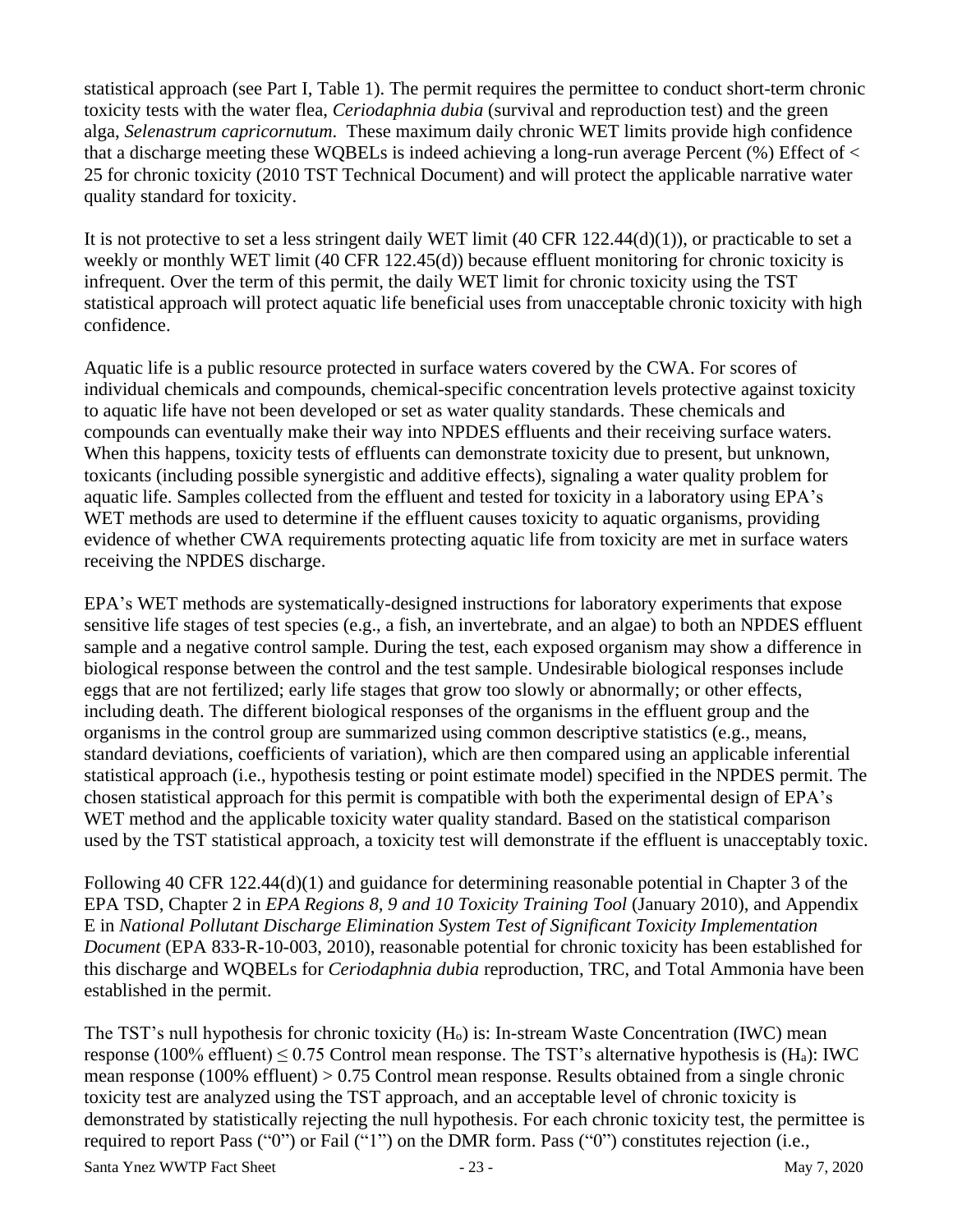statistical approach (see Part I, Table 1). The permit requires the permittee to conduct short-term chronic toxicity tests with the water flea, *Ceriodaphnia dubia* (survival and reproduction test) and the green alga, *Selenastrum capricornutum*. These maximum daily chronic WET limits provide high confidence that a discharge meeting these WQBELs is indeed achieving a long-run average Percent (%) Effect of < 25 for chronic toxicity (2010 TST Technical Document) and will protect the applicable narrative water quality standard for toxicity.

It is not protective to set a less stringent daily WET limit (40 CFR 122.44(d)(1)), or practicable to set a weekly or monthly WET limit (40 CFR 122.45(d)) because effluent monitoring for chronic toxicity is infrequent. Over the term of this permit, the daily WET limit for chronic toxicity using the TST statistical approach will protect aquatic life beneficial uses from unacceptable chronic toxicity with high confidence.

Aquatic life is a public resource protected in surface waters covered by the CWA. For scores of individual chemicals and compounds, chemical-specific concentration levels protective against toxicity to aquatic life have not been developed or set as water quality standards. These chemicals and compounds can eventually make their way into NPDES effluents and their receiving surface waters. When this happens, toxicity tests of effluents can demonstrate toxicity due to present, but unknown, toxicants (including possible synergistic and additive effects), signaling a water quality problem for aquatic life. Samples collected from the effluent and tested for toxicity in a laboratory using EPA's WET methods are used to determine if the effluent causes toxicity to aquatic organisms, providing evidence of whether CWA requirements protecting aquatic life from toxicity are met in surface waters receiving the NPDES discharge.

EPA's WET methods are systematically-designed instructions for laboratory experiments that expose sensitive life stages of test species (e.g., a fish, an invertebrate, and an algae) to both an NPDES effluent sample and a negative control sample. During the test, each exposed organism may show a difference in biological response between the control and the test sample. Undesirable biological responses include eggs that are not fertilized; early life stages that grow too slowly or abnormally; or other effects, including death. The different biological responses of the organisms in the effluent group and the organisms in the control group are summarized using common descriptive statistics (e.g., means, standard deviations, coefficients of variation), which are then compared using an applicable inferential statistical approach (i.e., hypothesis testing or point estimate model) specified in the NPDES permit. The chosen statistical approach for this permit is compatible with both the experimental design of EPA's WET method and the applicable toxicity water quality standard. Based on the statistical comparison used by the TST statistical approach, a toxicity test will demonstrate if the effluent is unacceptably toxic.

Following 40 CFR 122.44(d)(1) and guidance for determining reasonable potential in Chapter 3 of the EPA TSD, Chapter 2 in *EPA Regions 8, 9 and 10 Toxicity Training Tool* (January 2010), and Appendix E in *National Pollutant Discharge Elimination System Test of Significant Toxicity Implementation Document* (EPA 833-R-10-003, 2010), reasonable potential for chronic toxicity has been established for this discharge and WQBELs for *Ceriodaphnia dubia* reproduction, TRC, and Total Ammonia have been established in the permit.

The TST's null hypothesis for chronic toxicity ($H_o$) is: In-stream Waste Concentration (IWC) mean response (100% effluent) $\leq 0.75$ Control mean response. The TST's alternative hypothesis is ($H_a$): IWC mean response (100% effluent) $> 0.75$ Control mean response. Results obtained from a single chronic toxicity test are analyzed using the TST approach, and an acceptable level of chronic toxicity is demonstrated by statistically rejecting the null hypothesis. For each chronic toxicity test, the permittee is required to report Pass ("0") or Fail ("1") on the DMR form. Pass ("0") constitutes rejection (i.e.,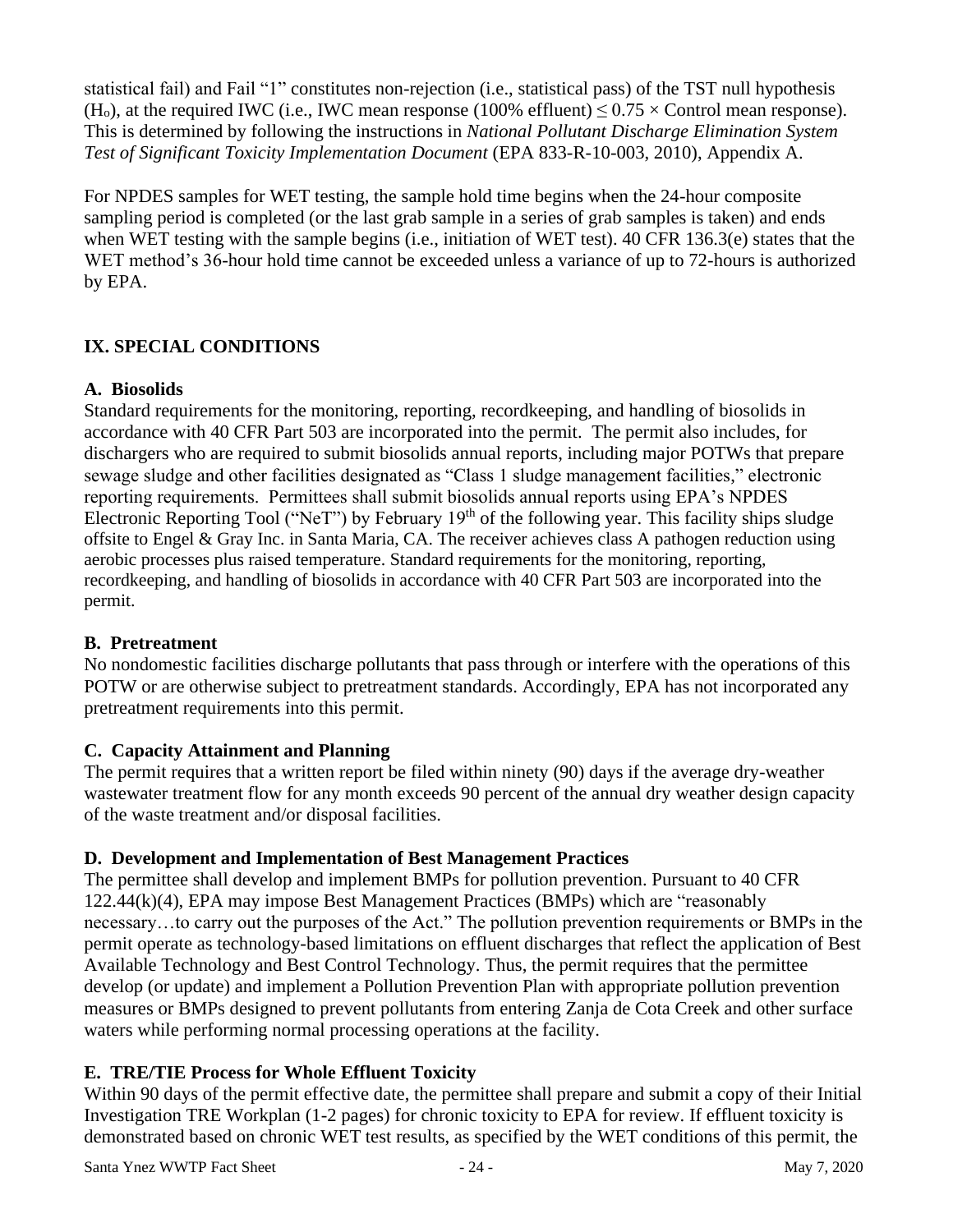statistical fail) and Fail "1" constitutes non-rejection (i.e., statistical pass) of the TST null hypothesis ($H_o$), at the required IWC (i.e., IWC mean response (100% effluent) $\leq 0.75 \times$ Control mean response). This is determined by following the instructions in *National Pollutant Discharge Elimination System Test of Significant Toxicity Implementation Document* (EPA 833-R-10-003, 2010), Appendix A.

For NPDES samples for WET testing, the sample hold time begins when the 24-hour composite sampling period is completed (or the last grab sample in a series of grab samples is taken) and ends when WET testing with the sample begins (i.e., initiation of WET test). 40 CFR 136.3(e) states that the WET method's 36-hour hold time cannot be exceeded unless a variance of up to 72-hours is authorized by EPA.

## IX. SPECIAL CONDITIONS

### A. Biosolids

Standard requirements for the monitoring, reporting, recordkeeping, and handling of biosolids in accordance with 40 CFR Part 503 are incorporated into the permit. The permit also includes, for dischargers who are required to submit biosolids annual reports, including major POTWs that prepare sewage sludge and other facilities designated as "Class 1 sludge management facilities," electronic reporting requirements. Permittees shall submit biosolids annual reports using EPA's NPDES Electronic Reporting Tool ("NeT") by February 19th of the following year. This facility ships sludge offsite to Engel & Gray Inc. in Santa Maria, CA. The receiver achieves class A pathogen reduction using aerobic processes plus raised temperature. Standard requirements for the monitoring, reporting, recordkeeping, and handling of biosolids in accordance with 40 CFR Part 503 are incorporated into the permit.

### B. Pretreatment

No nondomestic facilities discharge pollutants that pass through or interfere with the operations of this POTW or are otherwise subject to pretreatment standards. Accordingly, EPA has not incorporated any pretreatment requirements into this permit.

### C. Capacity Attainment and Planning

The permit requires that a written report be filed within ninety (90) days if the average dry-weather wastewater treatment flow for any month exceeds 90 percent of the annual dry weather design capacity of the waste treatment and/or disposal facilities.

### D. Development and Implementation of Best Management Practices

The permittee shall develop and implement BMPs for pollution prevention. Pursuant to 40 CFR 122.44(k)(4), EPA may impose Best Management Practices (BMPs) which are "reasonably necessary…to carry out the purposes of the Act." The pollution prevention requirements or BMPs in the permit operate as technology-based limitations on effluent discharges that reflect the application of Best Available Technology and Best Control Technology. Thus, the permit requires that the permittee develop (or update) and implement a Pollution Prevention Plan with appropriate pollution prevention measures or BMPs designed to prevent pollutants from entering Zanja de Cota Creek and other surface waters while performing normal processing operations at the facility.

### E. TRE/TIE Process for Whole Effluent Toxicity

Within 90 days of the permit effective date, the permittee shall prepare and submit a copy of their Initial Investigation TRE Workplan (1-2 pages) for chronic toxicity to EPA for review. If effluent toxicity is demonstrated based on chronic WET test results, as specified by the WET conditions of this permit, the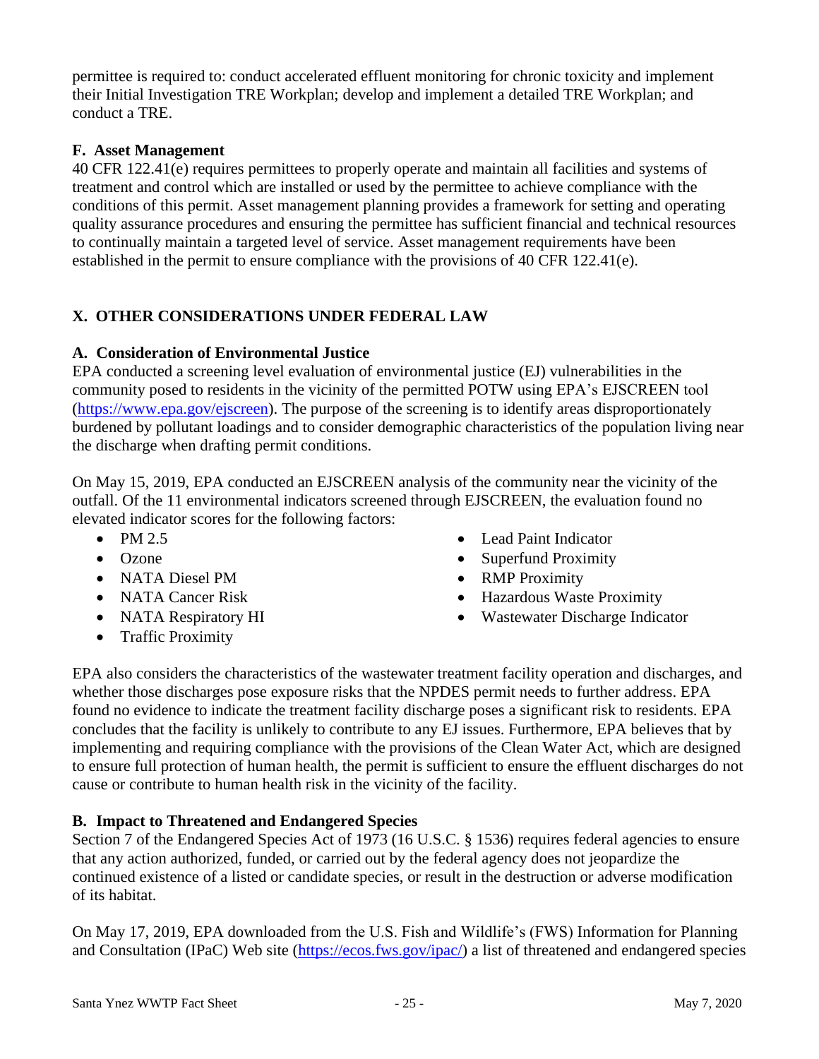permittee is required to: conduct accelerated effluent monitoring for chronic toxicity and implement their Initial Investigation TRE Workplan; develop and implement a detailed TRE Workplan; and conduct a TRE.

### F. Asset Management

40 CFR 122.41(e) requires permittees to properly operate and maintain all facilities and systems of treatment and control which are installed or used by the permittee to achieve compliance with the conditions of this permit. Asset management planning provides a framework for setting and operating quality assurance procedures and ensuring the permittee has sufficient financial and technical resources to continually maintain a targeted level of service. Asset management requirements have been established in the permit to ensure compliance with the provisions of 40 CFR 122.41(e).

## X. OTHER CONSIDERATIONS UNDER FEDERAL LAW

### A. Consideration of Environmental Justice

EPA conducted a screening level evaluation of environmental justice (EJ) vulnerabilities in the community posed to residents in the vicinity of the permitted POTW using EPA's EJSCREEN tool (https://www.epa.gov/ejscreen). The purpose of the screening is to identify areas disproportionately burdened by pollutant loadings and to consider demographic characteristics of the population living near the discharge when drafting permit conditions.

On May 15, 2019, EPA conducted an EJSCREEN analysis of the community near the vicinity of the outfall. Of the 11 environmental indicators screened through EJSCREEN, the evaluation found no elevated indicator scores for the following factors:

- PM 2.5
- Ozone
- NATA Diesel PM
- NATA Cancer Risk
- NATA Respiratory HI
- Traffic Proximity
- Lead Paint Indicator
- Superfund Proximity
- RMP Proximity
- Hazardous Waste Proximity
- Wastewater Discharge Indicator

EPA also considers the characteristics of the wastewater treatment facility operation and discharges, and whether those discharges pose exposure risks that the NPDES permit needs to further address. EPA found no evidence to indicate the treatment facility discharge poses a significant risk to residents. EPA concludes that the facility is unlikely to contribute to any EJ issues. Furthermore, EPA believes that by implementing and requiring compliance with the provisions of the Clean Water Act, which are designed to ensure full protection of human health, the permit is sufficient to ensure the effluent discharges do not cause or contribute to human health risk in the vicinity of the facility.

### B. Impact to Threatened and Endangered Species

Section 7 of the Endangered Species Act of 1973 (16 U.S.C. § 1536) requires federal agencies to ensure that any action authorized, funded, or carried out by the federal agency does not jeopardize the continued existence of a listed or candidate species, or result in the destruction or adverse modification of its habitat.

On May 17, 2019, EPA downloaded from the U.S. Fish and Wildlife's (FWS) Information for Planning and Consultation (IPaC) Web site (https://ecos.fws.gov/ipac/) a list of threatened and endangered species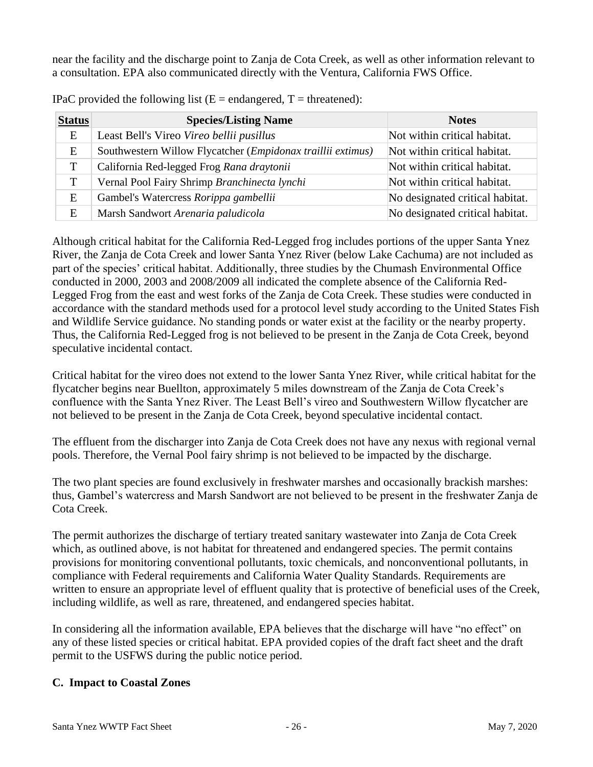near the facility and the discharge point to Zanja de Cota Creek, as well as other information relevant to a consultation. EPA also communicated directly with the Ventura, California FWS Office.

IPaC provided the following list (E = endangered, T = threatened):

| Status | Species/Listing Name | Notes |
|---|---|---|
| E | Least Bell's Vireo *Vireo bellii pusillus* | Not within critical habitat. |
| E | Southwestern Willow Flycatcher (*Empidonax traillii extimus)* | Not within critical habitat. |
| T | California Red-legged Frog *Rana draytonii* | Not within critical habitat. |
| T | Vernal Pool Fairy Shrimp *Branchinecta lynchi* | Not within critical habitat. |
| E | Gambel's Watercress *Rorippa gambellii* | No designated critical habitat. |
| E | Marsh Sandwort *Arenaria paludicola* | No designated critical habitat. |

Although critical habitat for the California Red-Legged frog includes portions of the upper Santa Ynez River, the Zanja de Cota Creek and lower Santa Ynez River (below Lake Cachuma) are not included as part of the species' critical habitat. Additionally, three studies by the Chumash Environmental Office conducted in 2000, 2003 and 2008/2009 all indicated the complete absence of the California Red-Legged Frog from the east and west forks of the Zanja de Cota Creek. These studies were conducted in accordance with the standard methods used for a protocol level study according to the United States Fish and Wildlife Service guidance. No standing ponds or water exist at the facility or the nearby property. Thus, the California Red-Legged frog is not believed to be present in the Zanja de Cota Creek, beyond speculative incidental contact.

Critical habitat for the vireo does not extend to the lower Santa Ynez River, while critical habitat for the flycatcher begins near Buellton, approximately 5 miles downstream of the Zanja de Cota Creek's confluence with the Santa Ynez River. The Least Bell's vireo and Southwestern Willow flycatcher are not believed to be present in the Zanja de Cota Creek, beyond speculative incidental contact.

The effluent from the discharger into Zanja de Cota Creek does not have any nexus with regional vernal pools. Therefore, the Vernal Pool fairy shrimp is not believed to be impacted by the discharge.

The two plant species are found exclusively in freshwater marshes and occasionally brackish marshes: thus, Gambel's watercress and Marsh Sandwort are not believed to be present in the freshwater Zanja de Cota Creek.

The permit authorizes the discharge of tertiary treated sanitary wastewater into Zanja de Cota Creek which, as outlined above, is not habitat for threatened and endangered species. The permit contains provisions for monitoring conventional pollutants, toxic chemicals, and nonconventional pollutants, in compliance with Federal requirements and California Water Quality Standards. Requirements are written to ensure an appropriate level of effluent quality that is protective of beneficial uses of the Creek, including wildlife, as well as rare, threatened, and endangered species habitat.

In considering all the information available, EPA believes that the discharge will have "no effect" on any of these listed species or critical habitat. EPA provided copies of the draft fact sheet and the draft permit to the USFWS during the public notice period.

### C. Impact to Coastal Zones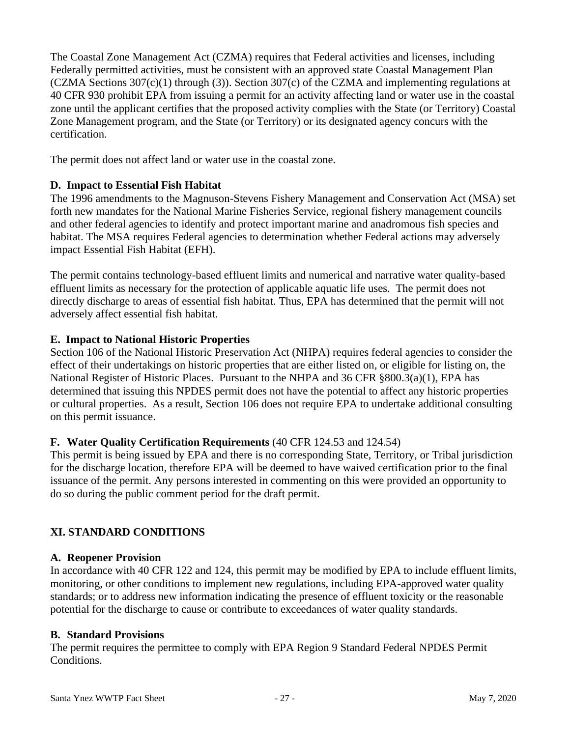The Coastal Zone Management Act (CZMA) requires that Federal activities and licenses, including Federally permitted activities, must be consistent with an approved state Coastal Management Plan (CZMA Sections 307(c)(1) through (3)). Section 307(c) of the CZMA and implementing regulations at 40 CFR 930 prohibit EPA from issuing a permit for an activity affecting land or water use in the coastal zone until the applicant certifies that the proposed activity complies with the State (or Territory) Coastal Zone Management program, and the State (or Territory) or its designated agency concurs with the certification.

The permit does not affect land or water use in the coastal zone.

### D. Impact to Essential Fish Habitat

The 1996 amendments to the Magnuson-Stevens Fishery Management and Conservation Act (MSA) set forth new mandates for the National Marine Fisheries Service, regional fishery management councils and other federal agencies to identify and protect important marine and anadromous fish species and habitat. The MSA requires Federal agencies to determination whether Federal actions may adversely impact Essential Fish Habitat (EFH).

The permit contains technology-based effluent limits and numerical and narrative water quality-based effluent limits as necessary for the protection of applicable aquatic life uses. The permit does not directly discharge to areas of essential fish habitat. Thus, EPA has determined that the permit will not adversely affect essential fish habitat.

### E. Impact to National Historic Properties

Section 106 of the National Historic Preservation Act (NHPA) requires federal agencies to consider the effect of their undertakings on historic properties that are either listed on, or eligible for listing on, the National Register of Historic Places. Pursuant to the NHPA and 36 CFR §800.3(a)(1), EPA has determined that issuing this NPDES permit does not have the potential to affect any historic properties or cultural properties. As a result, Section 106 does not require EPA to undertake additional consulting on this permit issuance.

### F. Water Quality Certification Requirements (40 CFR 124.53 and 124.54)

This permit is being issued by EPA and there is no corresponding State, Territory, or Tribal jurisdiction for the discharge location, therefore EPA will be deemed to have waived certification prior to the final issuance of the permit. Any persons interested in commenting on this were provided an opportunity to do so during the public comment period for the draft permit.

## XI. STANDARD CONDITIONS

### A. Reopener Provision

In accordance with 40 CFR 122 and 124, this permit may be modified by EPA to include effluent limits, monitoring, or other conditions to implement new regulations, including EPA-approved water quality standards; or to address new information indicating the presence of effluent toxicity or the reasonable potential for the discharge to cause or contribute to exceedances of water quality standards.

### B. Standard Provisions

The permit requires the permittee to comply with EPA Region 9 Standard Federal NPDES Permit Conditions.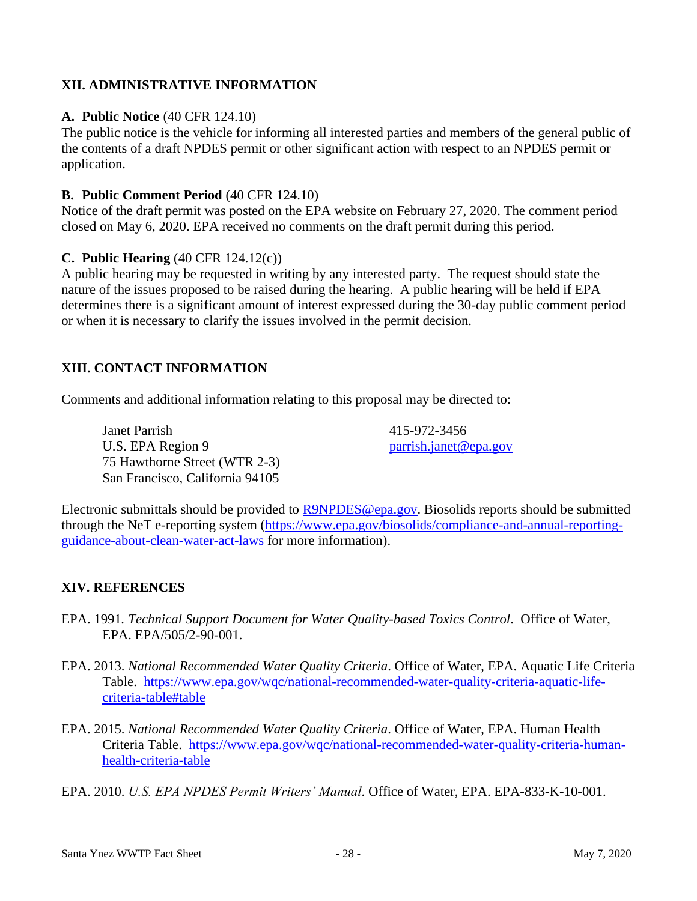## XII. ADMINISTRATIVE INFORMATION

**A. Public Notice** (40 CFR 124.10)
The public notice is the vehicle for informing all interested parties and members of the general public of the contents of a draft NPDES permit or other significant action with respect to an NPDES permit or application.

**B. Public Comment Period** (40 CFR 124.10)
Notice of the draft permit was posted on the EPA website on February 27, 2020. The comment period closed on May 6, 2020. EPA received no comments on the draft permit during this period.

**C. Public Hearing** (40 CFR 124.12(c))
A public hearing may be requested in writing by any interested party. The request should state the nature of the issues proposed to be raised during the hearing. A public hearing will be held if EPA determines there is a significant amount of interest expressed during the 30-day public comment period or when it is necessary to clarify the issues involved in the permit decision.

## XIII. CONTACT INFORMATION

Comments and additional information relating to this proposal may be directed to:

Janet Parrish
U.S. EPA Region 9
75 Hawthorne Street (WTR 2-3)
San Francisco, California 94105

415-972-3456
parrish.janet@epa.gov

Electronic submittals should be provided to R9NPDES@epa.gov. Biosolids reports should be submitted through the NeT e-reporting system (https://www.epa.gov/biosolids/compliance-and-annual-reporting-guidance-about-clean-water-act-laws for more information).

## XIV. REFERENCES

EPA. 1991. *Technical Support Document for Water Quality-based Toxics Control*. Office of Water, EPA. EPA/505/2-90-001.

EPA. 2013. *National Recommended Water Quality Criteria*. Office of Water, EPA. Aquatic Life Criteria Table. https://www.epa.gov/wqc/national-recommended-water-quality-criteria-aquatic-life-criteria-table#table

EPA. 2015. *National Recommended Water Quality Criteria*. Office of Water, EPA. Human Health Criteria Table. https://www.epa.gov/wqc/national-recommended-water-quality-criteria-human-health-criteria-table

EPA. 2010. *U.S. EPA NPDES Permit Writers' Manual*. Office of Water, EPA. EPA-833-K-10-001.